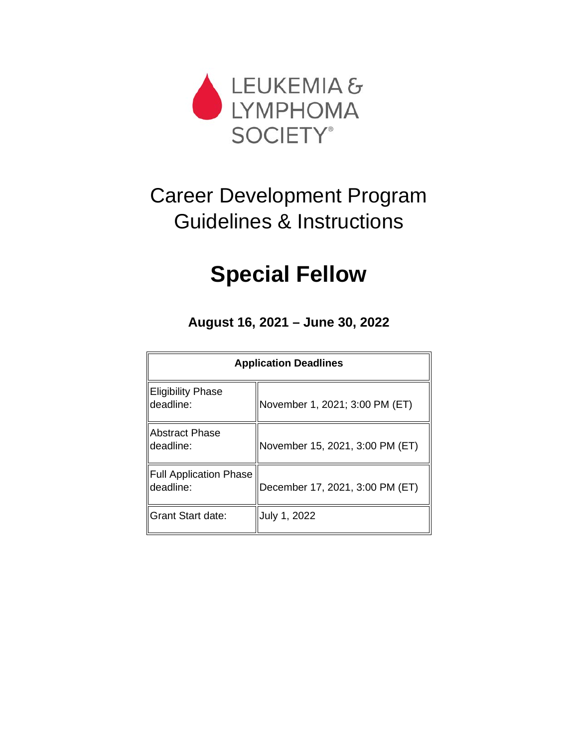LEUKEMIA & LYMPHOMA SOCIETY®

# Career Development Program Guidelines & Instructions

# Special Fellow

**August 16, 2021 – June 30, 2022**

| **Application Deadlines** | |
|---|---|
| Eligibility Phase deadline: | November 1, 2021; 3:00 PM (ET) |
| Abstract Phase deadline: | November 15, 2021, 3:00 PM (ET) |
| Full Application Phase deadline: | December 17, 2021, 3:00 PM (ET) |
| Grant Start date: | July 1, 2022 |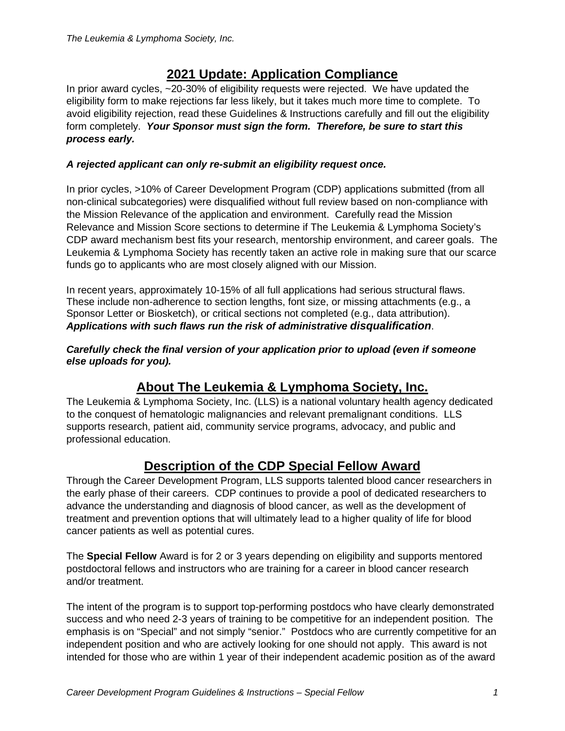## 2021 Update: Application Compliance

In prior award cycles, ~20-30% of eligibility requests were rejected. We have updated the eligibility form to make rejections far less likely, but it takes much more time to complete. To avoid eligibility rejection, read these Guidelines & Instructions carefully and fill out the eligibility form completely. ***Your Sponsor must sign the form. Therefore, be sure to start this process early.***

***A rejected applicant can only re-submit an eligibility request once.***

In prior cycles, >10% of Career Development Program (CDP) applications submitted (from all non-clinical subcategories) were disqualified without full review based on non-compliance with the Mission Relevance of the application and environment. Carefully read the Mission Relevance and Mission Score sections to determine if The Leukemia & Lymphoma Society's CDP award mechanism best fits your research, mentorship environment, and career goals. The Leukemia & Lymphoma Society has recently taken an active role in making sure that our scarce funds go to applicants who are most closely aligned with our Mission.

In recent years, approximately 10-15% of all full applications had serious structural flaws. These include non-adherence to section lengths, font size, or missing attachments (e.g., a Sponsor Letter or Biosketch), or critical sections not completed (e.g., data attribution). ***Applications with such flaws run the risk of administrative disqualification***.

***Carefully check the final version of your application prior to upload (even if someone else uploads for you).***

## About The Leukemia & Lymphoma Society, Inc.

The Leukemia & Lymphoma Society, Inc. (LLS) is a national voluntary health agency dedicated to the conquest of hematologic malignancies and relevant premalignant conditions. LLS supports research, patient aid, community service programs, advocacy, and public and professional education.

## Description of the CDP Special Fellow Award

Through the Career Development Program, LLS supports talented blood cancer researchers in the early phase of their careers. CDP continues to provide a pool of dedicated researchers to advance the understanding and diagnosis of blood cancer, as well as the development of treatment and prevention options that will ultimately lead to a higher quality of life for blood cancer patients as well as potential cures.

The **Special Fellow** Award is for 2 or 3 years depending on eligibility and supports mentored postdoctoral fellows and instructors who are training for a career in blood cancer research and/or treatment.

The intent of the program is to support top-performing postdocs who have clearly demonstrated success and who need 2-3 years of training to be competitive for an independent position. The emphasis is on "Special" and not simply "senior." Postdocs who are currently competitive for an independent position and who are actively looking for one should not apply. This award is not intended for those who are within 1 year of their independent academic position as of the award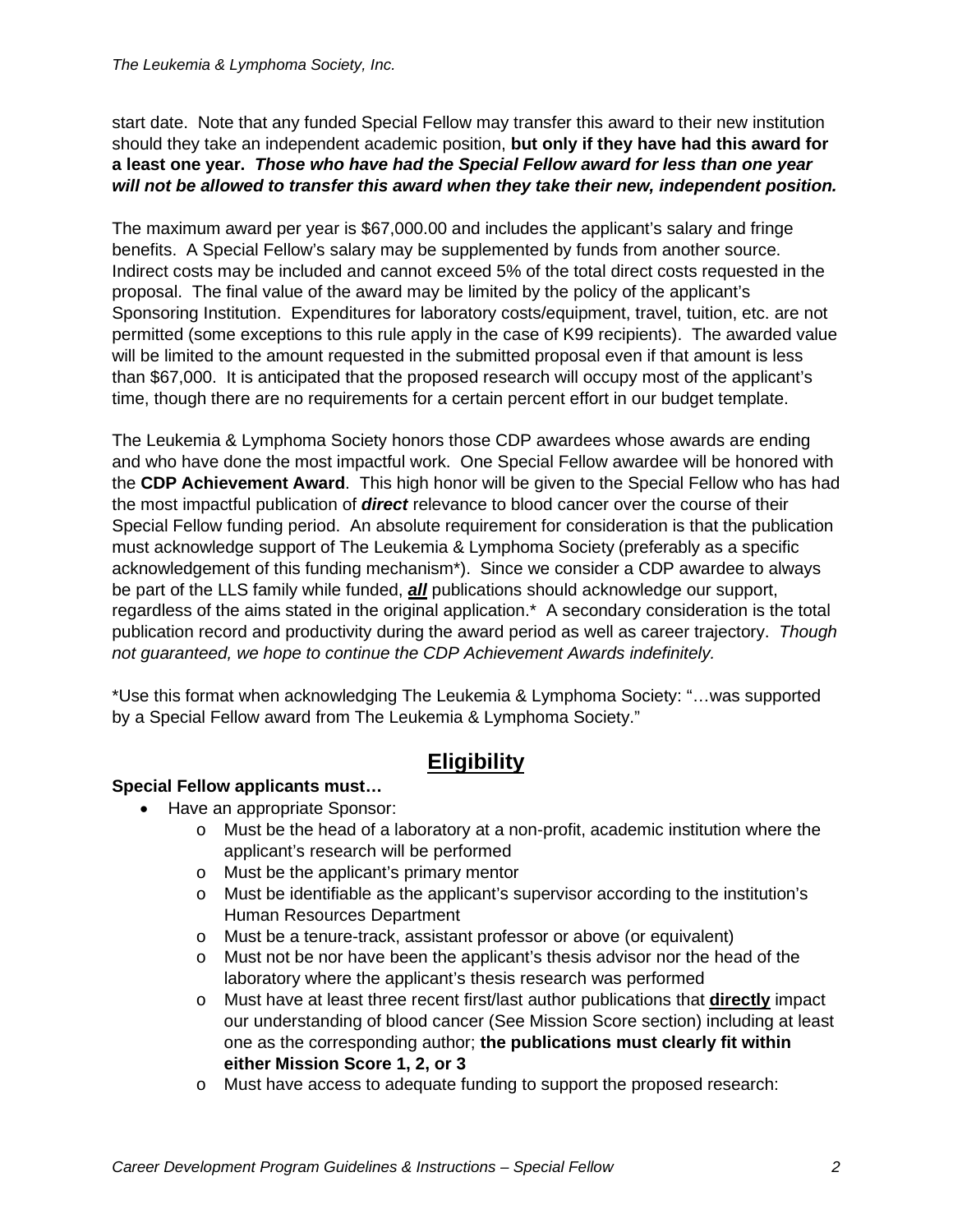start date. Note that any funded Special Fellow may transfer this award to their new institution should they take an independent academic position, **but only if they have had this award for a least one year.** ***Those who have had the Special Fellow award for less than one year will not be allowed to transfer this award when they take their new, independent position.***

The maximum award per year is $67,000.00 and includes the applicant's salary and fringe benefits. A Special Fellow's salary may be supplemented by funds from another source. Indirect costs may be included and cannot exceed 5% of the total direct costs requested in the proposal. The final value of the award may be limited by the policy of the applicant's Sponsoring Institution. Expenditures for laboratory costs/equipment, travel, tuition, etc. are not permitted (some exceptions to this rule apply in the case of K99 recipients). The awarded value will be limited to the amount requested in the submitted proposal even if that amount is less than $67,000. It is anticipated that the proposed research will occupy most of the applicant's time, though there are no requirements for a certain percent effort in our budget template.

The Leukemia & Lymphoma Society honors those CDP awardees whose awards are ending and who have done the most impactful work. One Special Fellow awardee will be honored with the **CDP Achievement Award**. This high honor will be given to the Special Fellow who has had the most impactful publication of ***direct*** relevance to blood cancer over the course of their Special Fellow funding period. An absolute requirement for consideration is that the publication must acknowledge support of The Leukemia & Lymphoma Society (preferably as a specific acknowledgement of this funding mechanism*). Since we consider a CDP awardee to always be part of the LLS family while funded, ***<u>all</u>*** publications should acknowledge our support, regardless of the aims stated in the original application.* A secondary consideration is the total publication record and productivity during the award period as well as career trajectory. *Though not guaranteed, we hope to continue the CDP Achievement Awards indefinitely.*

*Use this format when acknowledging The Leukemia & Lymphoma Society: "…was supported by a Special Fellow award from The Leukemia & Lymphoma Society."

## Eligibility

**Special Fellow applicants must…**

- Have an appropriate Sponsor:
  - Must be the head of a laboratory at a non-profit, academic institution where the applicant's research will be performed
  - Must be the applicant's primary mentor
  - Must be identifiable as the applicant's supervisor according to the institution's Human Resources Department
  - Must be a tenure-track, assistant professor or above (or equivalent)
  - Must not be nor have been the applicant's thesis advisor nor the head of the laboratory where the applicant's thesis research was performed
  - Must have at least three recent first/last author publications that **<u>directly</u>** impact our understanding of blood cancer (See Mission Score section) including at least one as the corresponding author; **the publications must clearly fit within either Mission Score 1, 2, or 3**
  - Must have access to adequate funding to support the proposed research: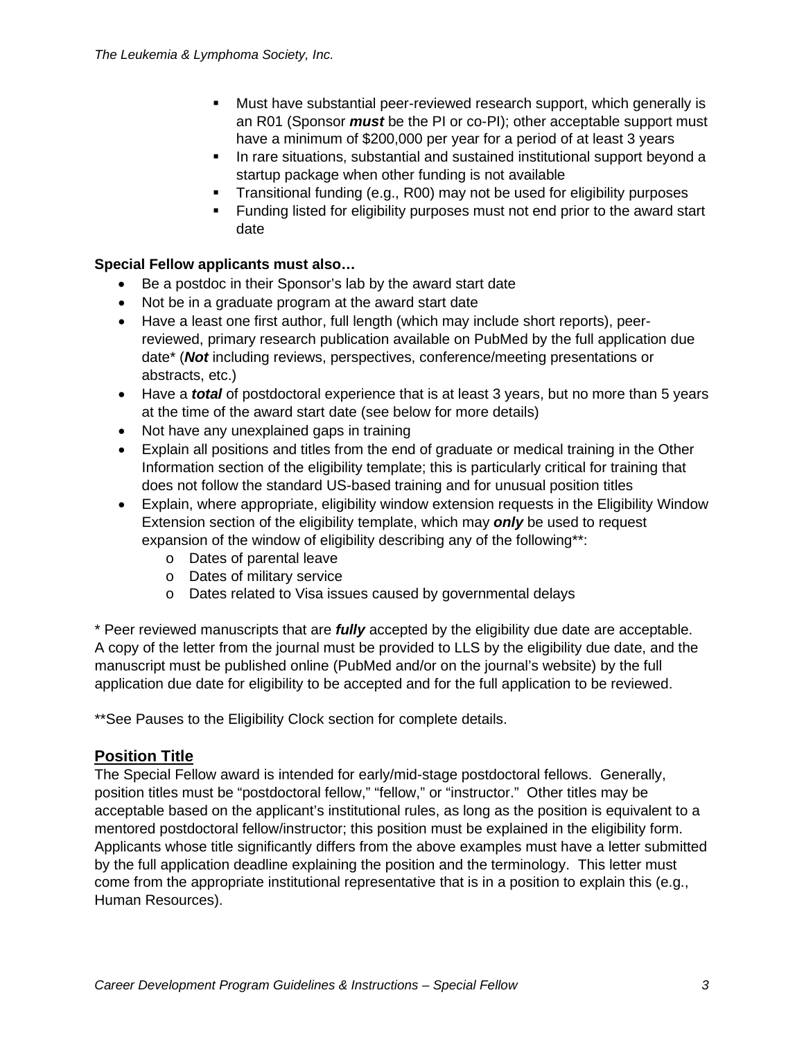- Must have substantial peer-reviewed research support, which generally is an R01 (Sponsor ***must*** be the PI or co-PI); other acceptable support must have a minimum of $200,000 per year for a period of at least 3 years
- In rare situations, substantial and sustained institutional support beyond a startup package when other funding is not available
- Transitional funding (e.g., R00) may not be used for eligibility purposes
- Funding listed for eligibility purposes must not end prior to the award start date

**Special Fellow applicants must also…**

- Be a postdoc in their Sponsor's lab by the award start date
- Not be in a graduate program at the award start date
- Have a least one first author, full length (which may include short reports), peer-reviewed, primary research publication available on PubMed by the full application due date* (***Not*** including reviews, perspectives, conference/meeting presentations or abstracts, etc.)
- Have a ***total*** of postdoctoral experience that is at least 3 years, but no more than 5 years at the time of the award start date (see below for more details)
- Not have any unexplained gaps in training
- Explain all positions and titles from the end of graduate or medical training in the Other Information section of the eligibility template; this is particularly critical for training that does not follow the standard US-based training and for unusual position titles
- Explain, where appropriate, eligibility window extension requests in the Eligibility Window Extension section of the eligibility template, which may ***only*** be used to request expansion of the window of eligibility describing any of the following**:
  - Dates of parental leave
  - Dates of military service
  - Dates related to Visa issues caused by governmental delays

* Peer reviewed manuscripts that are ***fully*** accepted by the eligibility due date are acceptable. A copy of the letter from the journal must be provided to LLS by the eligibility due date, and the manuscript must be published online (PubMed and/or on the journal's website) by the full application due date for eligibility to be accepted and for the full application to be reviewed.

**See Pauses to the Eligibility Clock section for complete details.

## Position Title

The Special Fellow award is intended for early/mid-stage postdoctoral fellows. Generally, position titles must be "postdoctoral fellow," "fellow," or "instructor." Other titles may be acceptable based on the applicant's institutional rules, as long as the position is equivalent to a mentored postdoctoral fellow/instructor; this position must be explained in the eligibility form. Applicants whose title significantly differs from the above examples must have a letter submitted by the full application deadline explaining the position and the terminology. This letter must come from the appropriate institutional representative that is in a position to explain this (e.g., Human Resources).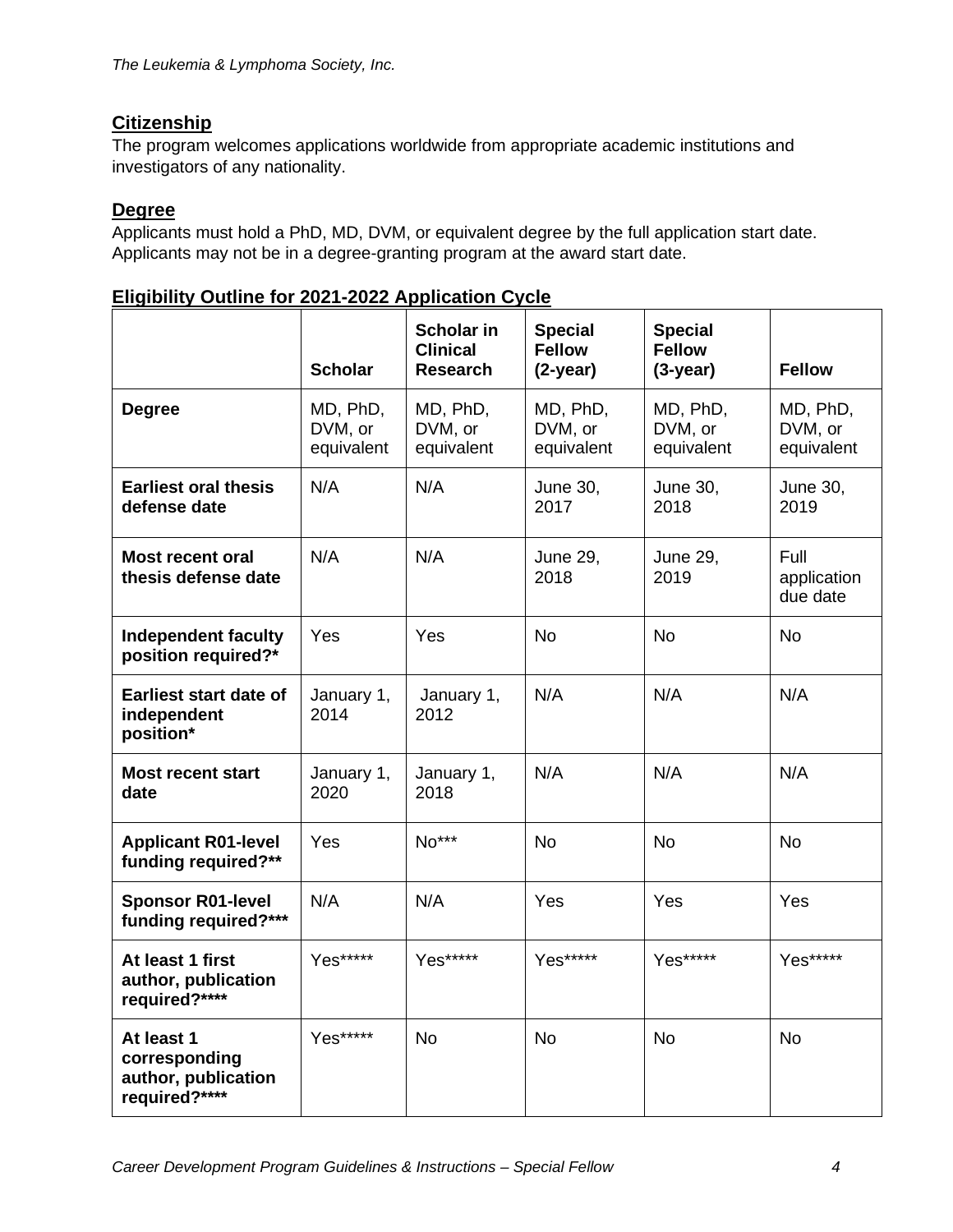## Citizenship

The program welcomes applications worldwide from appropriate academic institutions and investigators of any nationality.

## Degree

Applicants must hold a PhD, MD, DVM, or equivalent degree by the full application start date. Applicants may not be in a degree-granting program at the award start date.

## Eligibility Outline for 2021-2022 Application Cycle

| | **Scholar** | **Scholar in Clinical Research** | **Special Fellow (2-year)** | **Special Fellow (3-year)** | **Fellow** |
|---|---|---|---|---|---|
| **Degree** | MD, PhD, DVM, or equivalent | MD, PhD, DVM, or equivalent | MD, PhD, DVM, or equivalent | MD, PhD, DVM, or equivalent | MD, PhD, DVM, or equivalent |
| **Earliest oral thesis defense date** | N/A | N/A | June 30, 2017 | June 30, 2018 | June 30, 2019 |
| **Most recent oral thesis defense date** | N/A | N/A | June 29, 2018 | June 29, 2019 | Full application due date |
| **Independent faculty position required?*** | Yes | Yes | No | No | No |
| **Earliest start date of independent position*** | January 1, 2014 | January 1, 2012 | N/A | N/A | N/A |
| **Most recent start date** | January 1, 2020 | January 1, 2018 | N/A | N/A | N/A |
| **Applicant R01-level funding required?**** | Yes | No*** | No | No | No |
| **Sponsor R01-level funding required?***** | N/A | N/A | Yes | Yes | Yes |
| **At least 1 first author, publication required?****** | Yes***** | Yes***** | Yes***** | Yes***** | Yes***** |
| **At least 1 corresponding author, publication required?****** | Yes***** | No | No | No | No |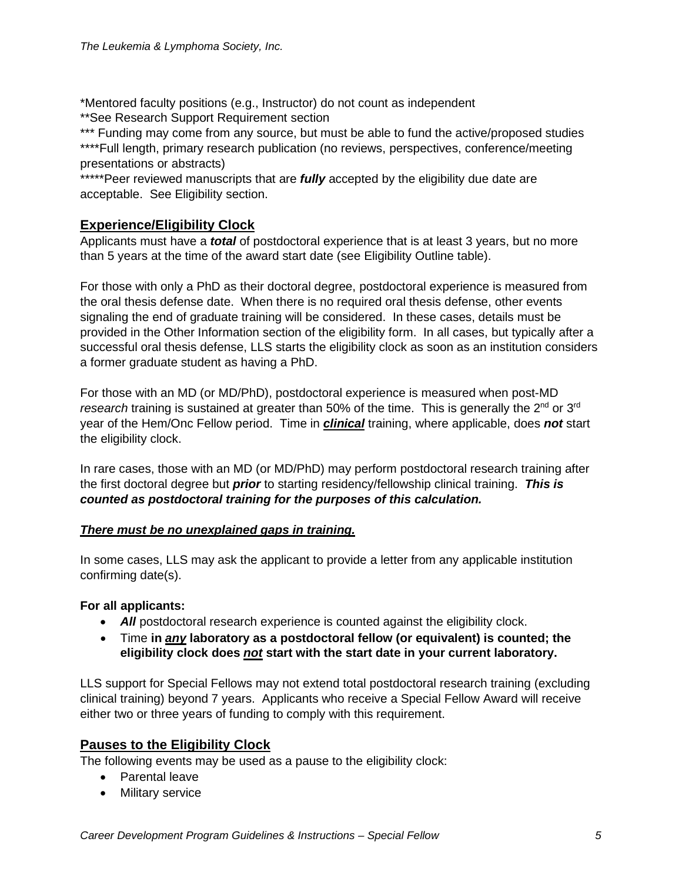*Mentored faculty positions (e.g., Instructor) do not count as independent
**See Research Support Requirement section
*** Funding may come from any source, but must be able to fund the active/proposed studies
****Full length, primary research publication (no reviews, perspectives, conference/meeting presentations or abstracts)
*****Peer reviewed manuscripts that are ***fully*** accepted by the eligibility due date are acceptable. See Eligibility section.

## Experience/Eligibility Clock

Applicants must have a ***total*** of postdoctoral experience that is at least 3 years, but no more than 5 years at the time of the award start date (see Eligibility Outline table).

For those with only a PhD as their doctoral degree, postdoctoral experience is measured from the oral thesis defense date. When there is no required oral thesis defense, other events signaling the end of graduate training will be considered. In these cases, details must be provided in the Other Information section of the eligibility form. In all cases, but typically after a successful oral thesis defense, LLS starts the eligibility clock as soon as an institution considers a former graduate student as having a PhD.

For those with an MD (or MD/PhD), postdoctoral experience is measured when post-MD *research* training is sustained at greater than 50% of the time. This is generally the 2nd or 3rd year of the Hem/Onc Fellow period. Time in ***clinical*** training, where applicable, does ***not*** start the eligibility clock.

In rare cases, those with an MD (or MD/PhD) may perform postdoctoral research training after the first doctoral degree but ***prior*** to starting residency/fellowship clinical training. ***This is counted as postdoctoral training for the purposes of this calculation.***

***There must be no unexplained gaps in training.***

In some cases, LLS may ask the applicant to provide a letter from any applicable institution confirming date(s).

**For all applicants:**

- ***All*** postdoctoral research experience is counted against the eligibility clock.
- Time **in *any* laboratory as a postdoctoral fellow (or equivalent) is counted; the eligibility clock does *not* start with the start date in your current laboratory.**

LLS support for Special Fellows may not extend total postdoctoral research training (excluding clinical training) beyond 7 years. Applicants who receive a Special Fellow Award will receive either two or three years of funding to comply with this requirement.

## Pauses to the Eligibility Clock

The following events may be used as a pause to the eligibility clock:

- Parental leave
- Military service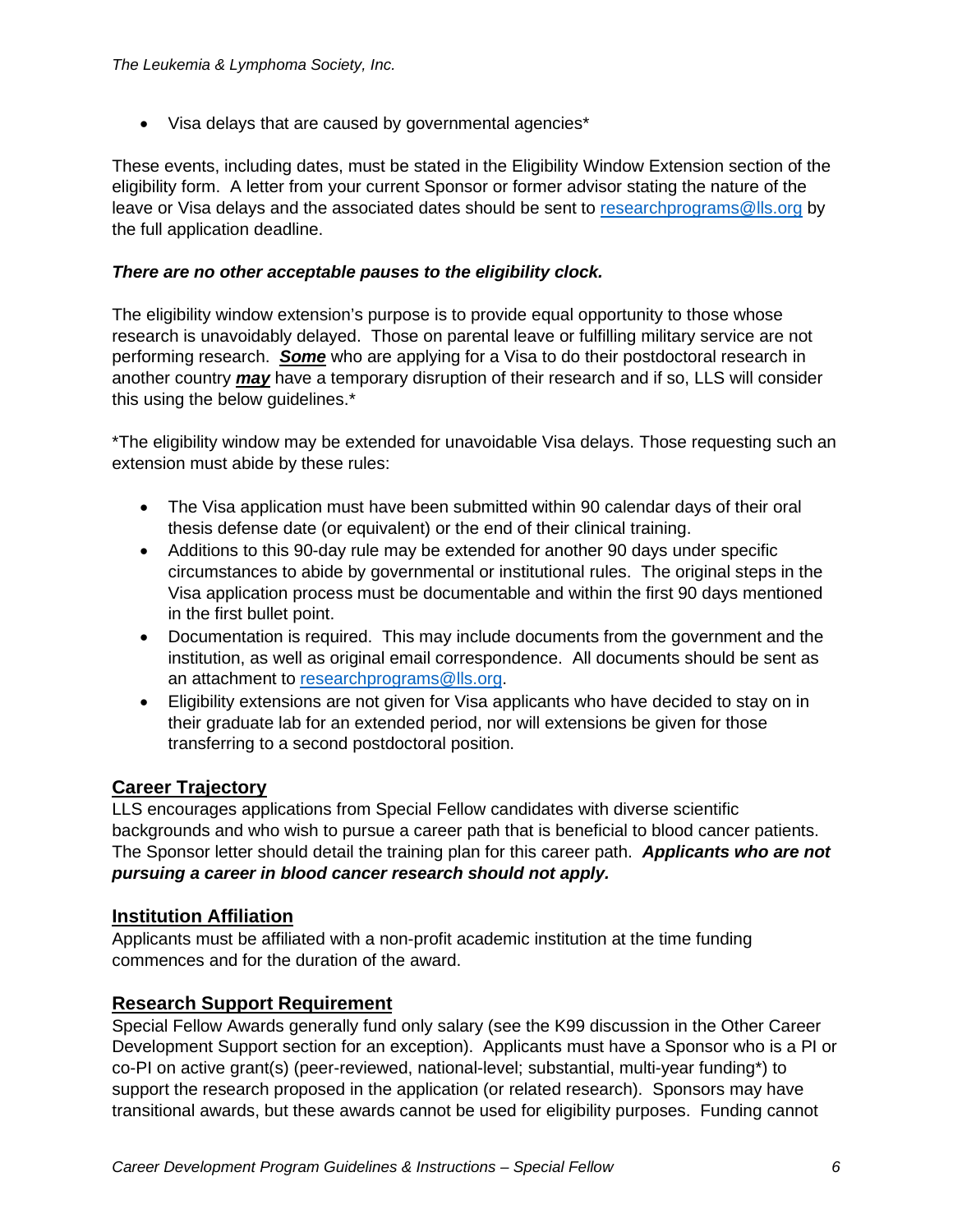- Visa delays that are caused by governmental agencies*

These events, including dates, must be stated in the Eligibility Window Extension section of the eligibility form. A letter from your current Sponsor or former advisor stating the nature of the leave or Visa delays and the associated dates should be sent to researchprograms@lls.org by the full application deadline.

***There are no other acceptable pauses to the eligibility clock.***

The eligibility window extension's purpose is to provide equal opportunity to those whose research is unavoidably delayed. Those on parental leave or fulfilling military service are not performing research. ***<u>Some</u>*** who are applying for a Visa to do their postdoctoral research in another country ***<u>may</u>*** have a temporary disruption of their research and if so, LLS will consider this using the below guidelines.*

*The eligibility window may be extended for unavoidable Visa delays. Those requesting such an extension must abide by these rules:

- The Visa application must have been submitted within 90 calendar days of their oral thesis defense date (or equivalent) or the end of their clinical training.
- Additions to this 90-day rule may be extended for another 90 days under specific circumstances to abide by governmental or institutional rules. The original steps in the Visa application process must be documentable and within the first 90 days mentioned in the first bullet point.
- Documentation is required. This may include documents from the government and the institution, as well as original email correspondence. All documents should be sent as an attachment to researchprograms@lls.org.
- Eligibility extensions are not given for Visa applicants who have decided to stay on in their graduate lab for an extended period, nor will extensions be given for those transferring to a second postdoctoral position.

## <u>Career Trajectory</u>

LLS encourages applications from Special Fellow candidates with diverse scientific backgrounds and who wish to pursue a career path that is beneficial to blood cancer patients. The Sponsor letter should detail the training plan for this career path. ***Applicants who are not pursuing a career in blood cancer research should not apply.***

## <u>Institution Affiliation</u>

Applicants must be affiliated with a non-profit academic institution at the time funding commences and for the duration of the award.

## <u>Research Support Requirement</u>

Special Fellow Awards generally fund only salary (see the K99 discussion in the Other Career Development Support section for an exception). Applicants must have a Sponsor who is a PI or co-PI on active grant(s) (peer-reviewed, national-level; substantial, multi-year funding*) to support the research proposed in the application (or related research). Sponsors may have transitional awards, but these awards cannot be used for eligibility purposes. Funding cannot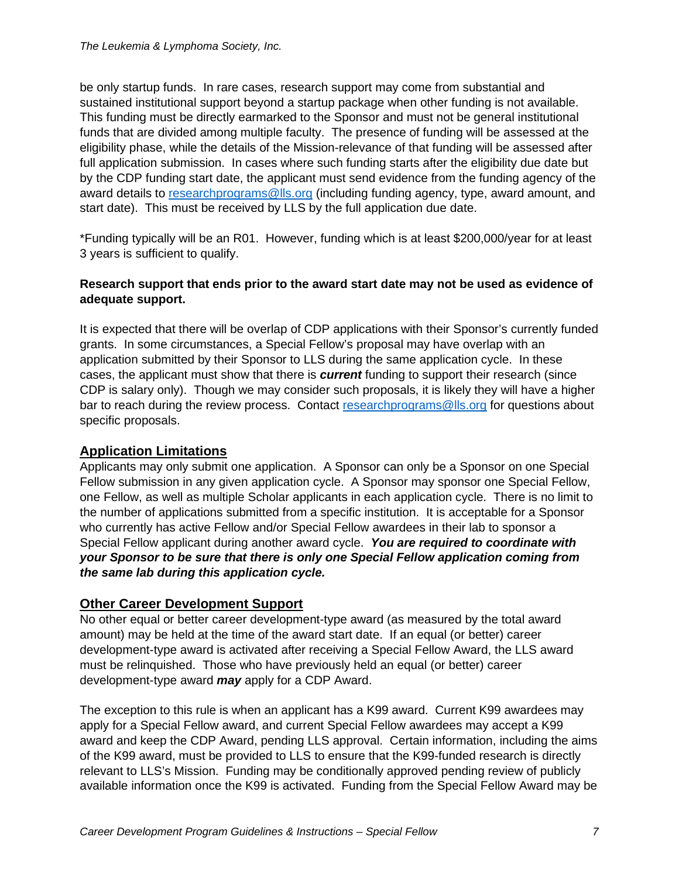be only startup funds. In rare cases, research support may come from substantial and sustained institutional support beyond a startup package when other funding is not available. This funding must be directly earmarked to the Sponsor and must not be general institutional funds that are divided among multiple faculty. The presence of funding will be assessed at the eligibility phase, while the details of the Mission-relevance of that funding will be assessed after full application submission. In cases where such funding starts after the eligibility due date but by the CDP funding start date, the applicant must send evidence from the funding agency of the award details to [researchprograms@lls.org](mailto:researchprograms@lls.org) (including funding agency, type, award amount, and start date). This must be received by LLS by the full application due date.

*Funding typically will be an R01. However, funding which is at least $200,000/year for at least 3 years is sufficient to qualify.

**Research support that ends prior to the award start date may not be used as evidence of adequate support.**

It is expected that there will be overlap of CDP applications with their Sponsor's currently funded grants. In some circumstances, a Special Fellow's proposal may have overlap with an application submitted by their Sponsor to LLS during the same application cycle. In these cases, the applicant must show that there is ***current*** funding to support their research (since CDP is salary only). Though we may consider such proposals, it is likely they will have a higher bar to reach during the review process. Contact [researchprograms@lls.org](mailto:researchprograms@lls.org) for questions about specific proposals.

## Application Limitations

Applicants may only submit one application. A Sponsor can only be a Sponsor on one Special Fellow submission in any given application cycle. A Sponsor may sponsor one Special Fellow, one Fellow, as well as multiple Scholar applicants in each application cycle. There is no limit to the number of applications submitted from a specific institution. It is acceptable for a Sponsor who currently has active Fellow and/or Special Fellow awardees in their lab to sponsor a Special Fellow applicant during another award cycle. ***You are required to coordinate with your Sponsor to be sure that there is only one Special Fellow application coming from the same lab during this application cycle.***

## Other Career Development Support

No other equal or better career development-type award (as measured by the total award amount) may be held at the time of the award start date. If an equal (or better) career development-type award is activated after receiving a Special Fellow Award, the LLS award must be relinquished. Those who have previously held an equal (or better) career development-type award ***may*** apply for a CDP Award.

The exception to this rule is when an applicant has a K99 award. Current K99 awardees may apply for a Special Fellow award, and current Special Fellow awardees may accept a K99 award and keep the CDP Award, pending LLS approval. Certain information, including the aims of the K99 award, must be provided to LLS to ensure that the K99-funded research is directly relevant to LLS's Mission. Funding may be conditionally approved pending review of publicly available information once the K99 is activated. Funding from the Special Fellow Award may be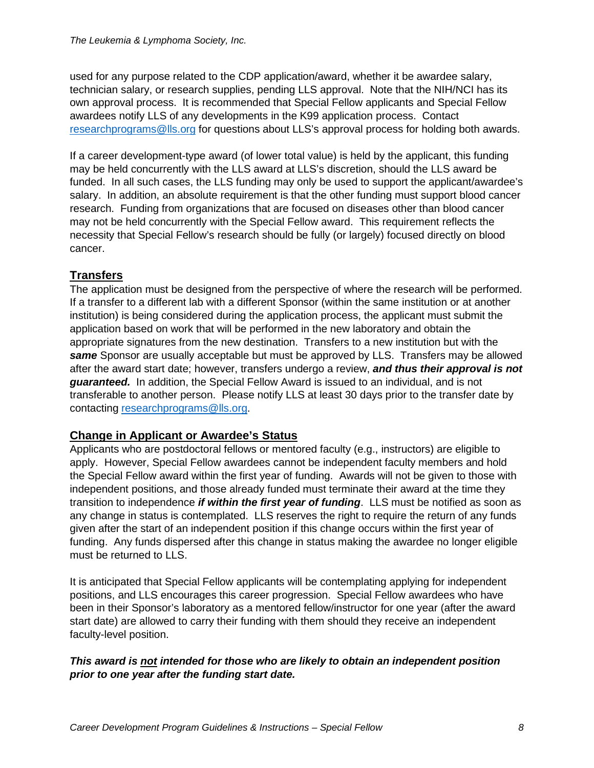used for any purpose related to the CDP application/award, whether it be awardee salary, technician salary, or research supplies, pending LLS approval. Note that the NIH/NCI has its own approval process. It is recommended that Special Fellow applicants and Special Fellow awardees notify LLS of any developments in the K99 application process. Contact [researchprograms@lls.org](mailto:researchprograms@lls.org) for questions about LLS's approval process for holding both awards.

If a career development-type award (of lower total value) is held by the applicant, this funding may be held concurrently with the LLS award at LLS's discretion, should the LLS award be funded. In all such cases, the LLS funding may only be used to support the applicant/awardee's salary. In addition, an absolute requirement is that the other funding must support blood cancer research. Funding from organizations that are focused on diseases other than blood cancer may not be held concurrently with the Special Fellow award. This requirement reflects the necessity that Special Fellow's research should be fully (or largely) focused directly on blood cancer.

## Transfers

The application must be designed from the perspective of where the research will be performed. If a transfer to a different lab with a different Sponsor (within the same institution or at another institution) is being considered during the application process, the applicant must submit the application based on work that will be performed in the new laboratory and obtain the appropriate signatures from the new destination. Transfers to a new institution but with the ***same*** Sponsor are usually acceptable but must be approved by LLS. Transfers may be allowed after the award start date; however, transfers undergo a review, ***and thus their approval is not guaranteed.*** In addition, the Special Fellow Award is issued to an individual, and is not transferable to another person. Please notify LLS at least 30 days prior to the transfer date by contacting [researchprograms@lls.org](mailto:researchprograms@lls.org).

## Change in Applicant or Awardee's Status

Applicants who are postdoctoral fellows or mentored faculty (e.g., instructors) are eligible to apply. However, Special Fellow awardees cannot be independent faculty members and hold the Special Fellow award within the first year of funding. Awards will not be given to those with independent positions, and those already funded must terminate their award at the time they transition to independence ***if within the first year of funding***. LLS must be notified as soon as any change in status is contemplated. LLS reserves the right to require the return of any funds given after the start of an independent position if this change occurs within the first year of funding. Any funds dispersed after this change in status making the awardee no longer eligible must be returned to LLS.

It is anticipated that Special Fellow applicants will be contemplating applying for independent positions, and LLS encourages this career progression. Special Fellow awardees who have been in their Sponsor's laboratory as a mentored fellow/instructor for one year (after the award start date) are allowed to carry their funding with them should they receive an independent faculty-level position.

***This award is <u>not</u> intended for those who are likely to obtain an independent position prior to one year after the funding start date.***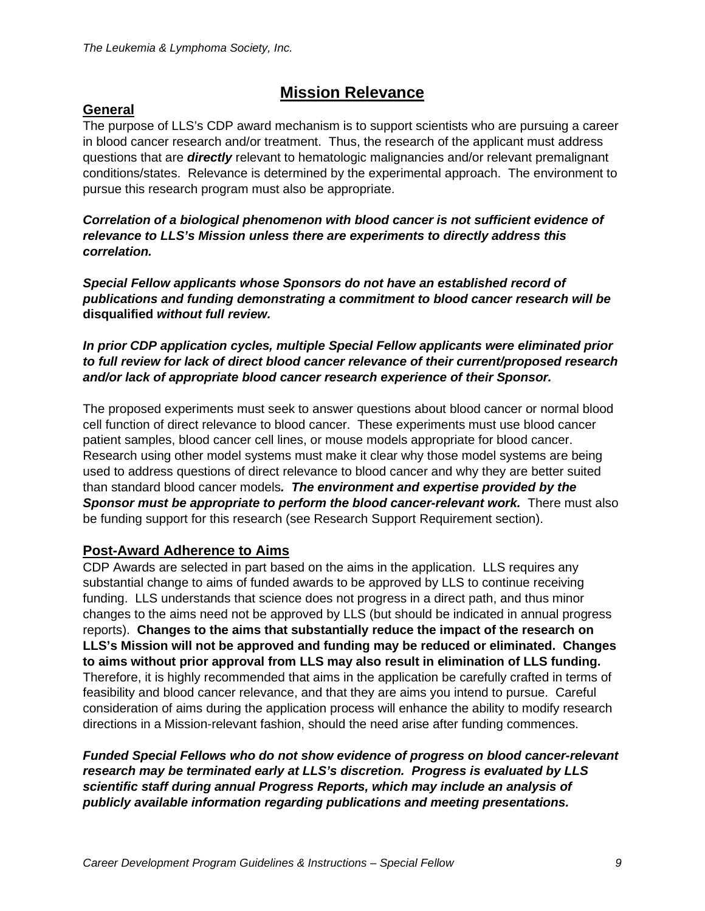# Mission Relevance

## General

The purpose of LLS's CDP award mechanism is to support scientists who are pursuing a career in blood cancer research and/or treatment. Thus, the research of the applicant must address questions that are ***directly*** relevant to hematologic malignancies and/or relevant premalignant conditions/states. Relevance is determined by the experimental approach. The environment to pursue this research program must also be appropriate.

***Correlation of a biological phenomenon with blood cancer is not sufficient evidence of relevance to LLS's Mission unless there are experiments to directly address this correlation.***

***Special Fellow applicants whose Sponsors do not have an established record of publications and funding demonstrating a commitment to blood cancer research will be* disqualified *without full review.***

***In prior CDP application cycles, multiple Special Fellow applicants were eliminated prior to full review for lack of direct blood cancer relevance of their current/proposed research and/or lack of appropriate blood cancer research experience of their Sponsor.***

The proposed experiments must seek to answer questions about blood cancer or normal blood cell function of direct relevance to blood cancer. These experiments must use blood cancer patient samples, blood cancer cell lines, or mouse models appropriate for blood cancer. Research using other model systems must make it clear why those model systems are being used to address questions of direct relevance to blood cancer and why they are better suited than standard blood cancer models***. The environment and expertise provided by the Sponsor must be appropriate to perform the blood cancer-relevant work.*** There must also be funding support for this research (see Research Support Requirement section).

## Post-Award Adherence to Aims

CDP Awards are selected in part based on the aims in the application. LLS requires any substantial change to aims of funded awards to be approved by LLS to continue receiving funding. LLS understands that science does not progress in a direct path, and thus minor changes to the aims need not be approved by LLS (but should be indicated in annual progress reports). **Changes to the aims that substantially reduce the impact of the research on LLS's Mission will not be approved and funding may be reduced or eliminated. Changes to aims without prior approval from LLS may also result in elimination of LLS funding.** Therefore, it is highly recommended that aims in the application be carefully crafted in terms of feasibility and blood cancer relevance, and that they are aims you intend to pursue. Careful consideration of aims during the application process will enhance the ability to modify research directions in a Mission-relevant fashion, should the need arise after funding commences.

***Funded Special Fellows who do not show evidence of progress on blood cancer-relevant research may be terminated early at LLS's discretion. Progress is evaluated by LLS scientific staff during annual Progress Reports, which may include an analysis of publicly available information regarding publications and meeting presentations.***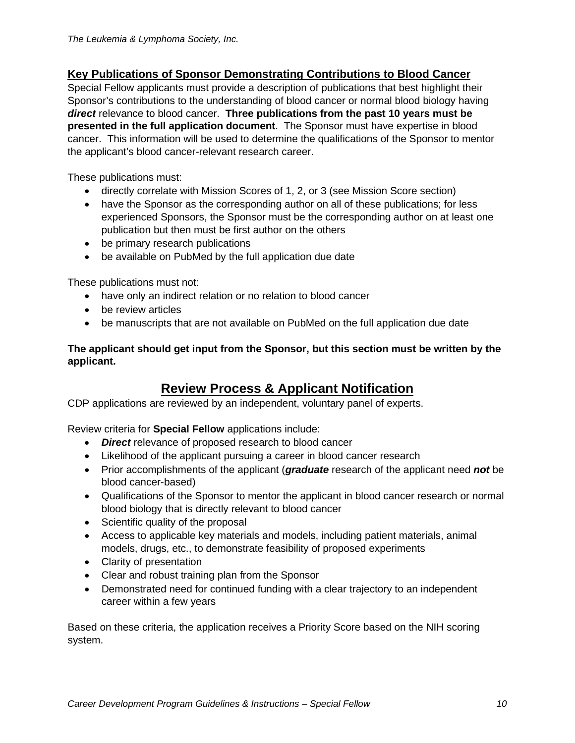## Key Publications of Sponsor Demonstrating Contributions to Blood Cancer

Special Fellow applicants must provide a description of publications that best highlight their Sponsor's contributions to the understanding of blood cancer or normal blood biology having ***direct*** relevance to blood cancer. **Three publications from the past 10 years must be presented in the full application document**. The Sponsor must have expertise in blood cancer. This information will be used to determine the qualifications of the Sponsor to mentor the applicant's blood cancer-relevant research career.

These publications must:

- directly correlate with Mission Scores of 1, 2, or 3 (see Mission Score section)
- have the Sponsor as the corresponding author on all of these publications; for less experienced Sponsors, the Sponsor must be the corresponding author on at least one publication but then must be first author on the others
- be primary research publications
- be available on PubMed by the full application due date

These publications must not:

- have only an indirect relation or no relation to blood cancer
- be review articles
- be manuscripts that are not available on PubMed on the full application due date

**The applicant should get input from the Sponsor, but this section must be written by the applicant.**

# Review Process & Applicant Notification

CDP applications are reviewed by an independent, voluntary panel of experts.

Review criteria for **Special Fellow** applications include:

- ***Direct*** relevance of proposed research to blood cancer
- Likelihood of the applicant pursuing a career in blood cancer research
- Prior accomplishments of the applicant (***graduate*** research of the applicant need ***not*** be blood cancer-based)
- Qualifications of the Sponsor to mentor the applicant in blood cancer research or normal blood biology that is directly relevant to blood cancer
- Scientific quality of the proposal
- Access to applicable key materials and models, including patient materials, animal models, drugs, etc., to demonstrate feasibility of proposed experiments
- Clarity of presentation
- Clear and robust training plan from the Sponsor
- Demonstrated need for continued funding with a clear trajectory to an independent career within a few years

Based on these criteria, the application receives a Priority Score based on the NIH scoring system.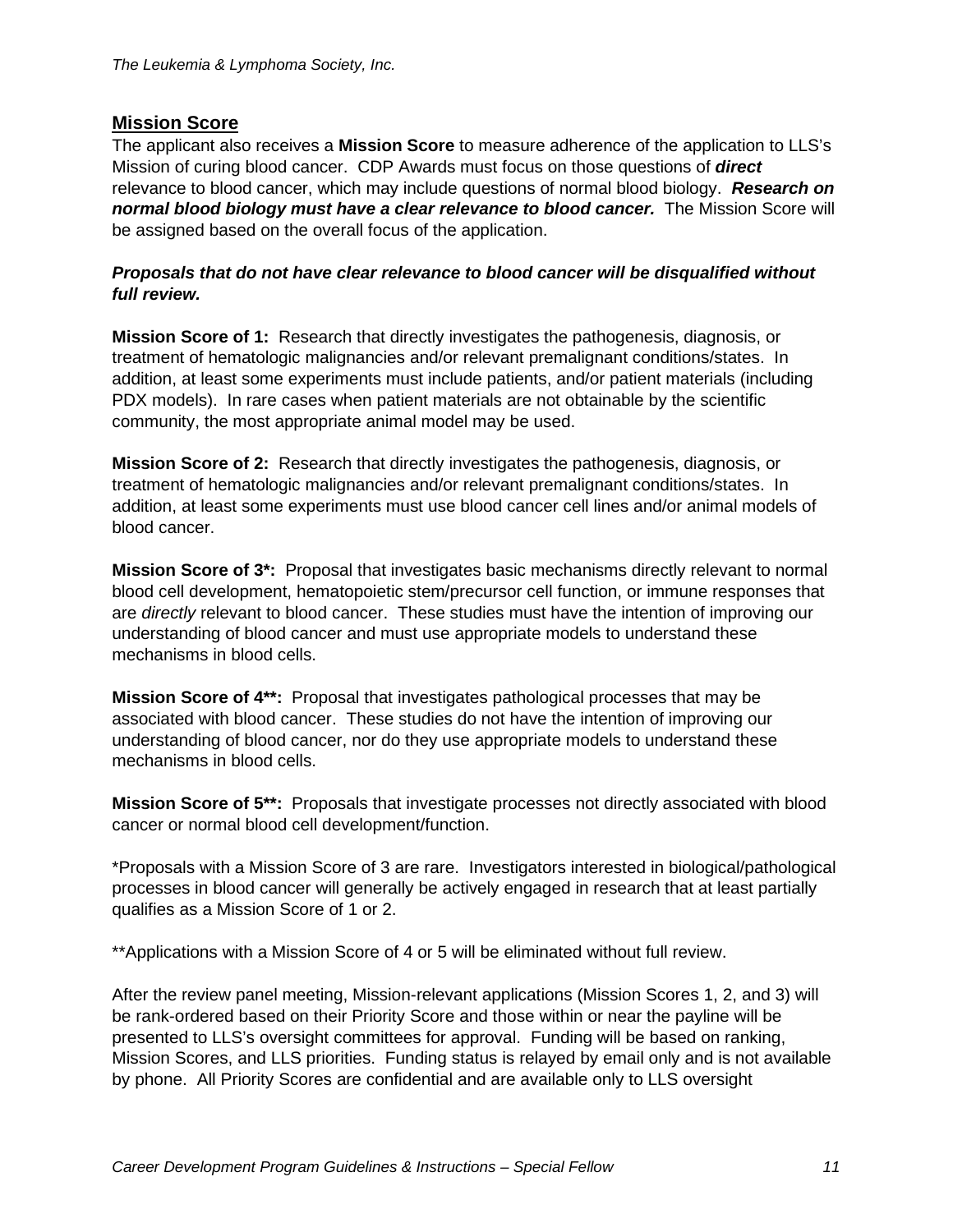## Mission Score

The applicant also receives a **Mission Score** to measure adherence of the application to LLS's Mission of curing blood cancer. CDP Awards must focus on those questions of ***direct*** relevance to blood cancer, which may include questions of normal blood biology. ***Research on normal blood biology must have a clear relevance to blood cancer.*** The Mission Score will be assigned based on the overall focus of the application.

***Proposals that do not have clear relevance to blood cancer will be disqualified without full review.***

**Mission Score of 1:** Research that directly investigates the pathogenesis, diagnosis, or treatment of hematologic malignancies and/or relevant premalignant conditions/states. In addition, at least some experiments must include patients, and/or patient materials (including PDX models). In rare cases when patient materials are not obtainable by the scientific community, the most appropriate animal model may be used.

**Mission Score of 2:** Research that directly investigates the pathogenesis, diagnosis, or treatment of hematologic malignancies and/or relevant premalignant conditions/states. In addition, at least some experiments must use blood cancer cell lines and/or animal models of blood cancer.

**Mission Score of 3*:** Proposal that investigates basic mechanisms directly relevant to normal blood cell development, hematopoietic stem/precursor cell function, or immune responses that are *directly* relevant to blood cancer. These studies must have the intention of improving our understanding of blood cancer and must use appropriate models to understand these mechanisms in blood cells.

**Mission Score of 4**:** Proposal that investigates pathological processes that may be associated with blood cancer. These studies do not have the intention of improving our understanding of blood cancer, nor do they use appropriate models to understand these mechanisms in blood cells.

**Mission Score of 5**:** Proposals that investigate processes not directly associated with blood cancer or normal blood cell development/function.

*Proposals with a Mission Score of 3 are rare. Investigators interested in biological/pathological processes in blood cancer will generally be actively engaged in research that at least partially qualifies as a Mission Score of 1 or 2.

**Applications with a Mission Score of 4 or 5 will be eliminated without full review.

After the review panel meeting, Mission-relevant applications (Mission Scores 1, 2, and 3) will be rank-ordered based on their Priority Score and those within or near the payline will be presented to LLS's oversight committees for approval. Funding will be based on ranking, Mission Scores, and LLS priorities. Funding status is relayed by email only and is not available by phone. All Priority Scores are confidential and are available only to LLS oversight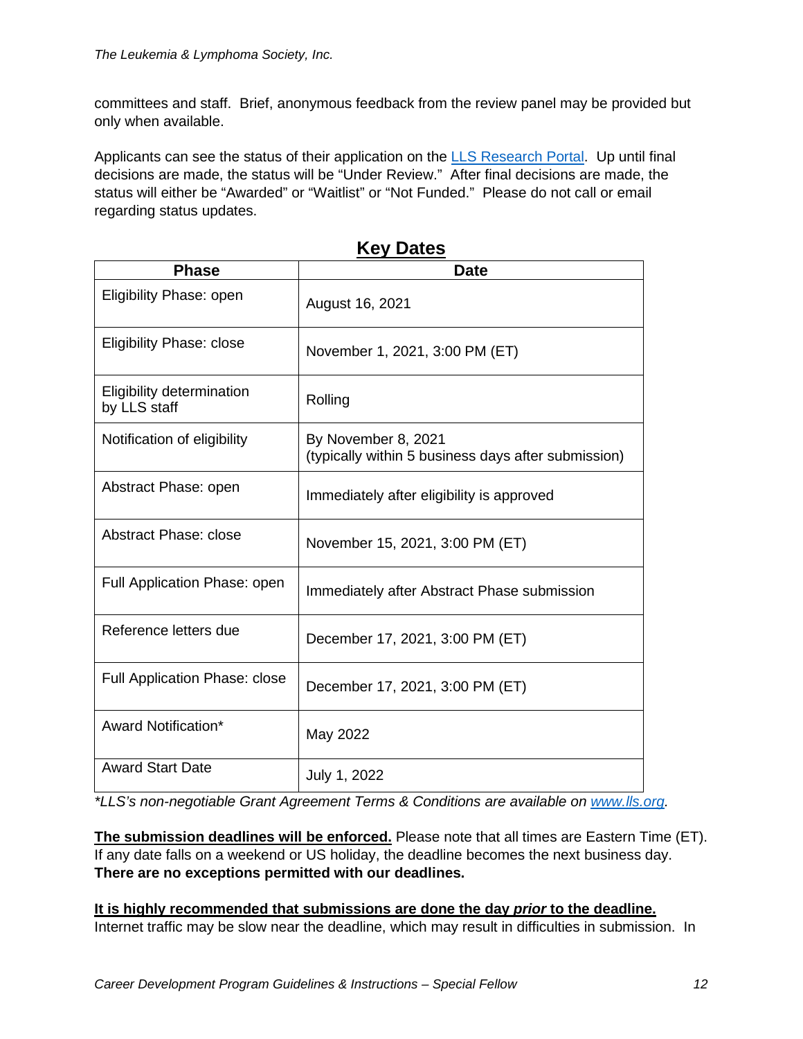committees and staff. Brief, anonymous feedback from the review panel may be provided but only when available.

Applicants can see the status of their application on the [LLS Research Portal](). Up until final decisions are made, the status will be "Under Review." After final decisions are made, the status will either be "Awarded" or "Waitlist" or "Not Funded." Please do not call or email regarding status updates.

## Key Dates

| Phase | Date |
|---|---|
| Eligibility Phase: open | August 16, 2021 |
| Eligibility Phase: close | November 1, 2021, 3:00 PM (ET) |
| Eligibility determination by LLS staff | Rolling |
| Notification of eligibility | By November 8, 2021 (typically within 5 business days after submission) |
| Abstract Phase: open | Immediately after eligibility is approved |
| Abstract Phase: close | November 15, 2021, 3:00 PM (ET) |
| Full Application Phase: open | Immediately after Abstract Phase submission |
| Reference letters due | December 17, 2021, 3:00 PM (ET) |
| Full Application Phase: close | December 17, 2021, 3:00 PM (ET) |
| Award Notification* | May 2022 |
| Award Start Date | July 1, 2022 |

*\*LLS's non-negotiable Grant Agreement Terms & Conditions are available on [www.lls.org](www.lls.org).*

**<u>The submission deadlines will be enforced.</u>** Please note that all times are Eastern Time (ET). If any date falls on a weekend or US holiday, the deadline becomes the next business day. **There are no exceptions permitted with our deadlines.**

**<u>It is highly recommended that submissions are done the day *prior* to the deadline.</u>** Internet traffic may be slow near the deadline, which may result in difficulties in submission. In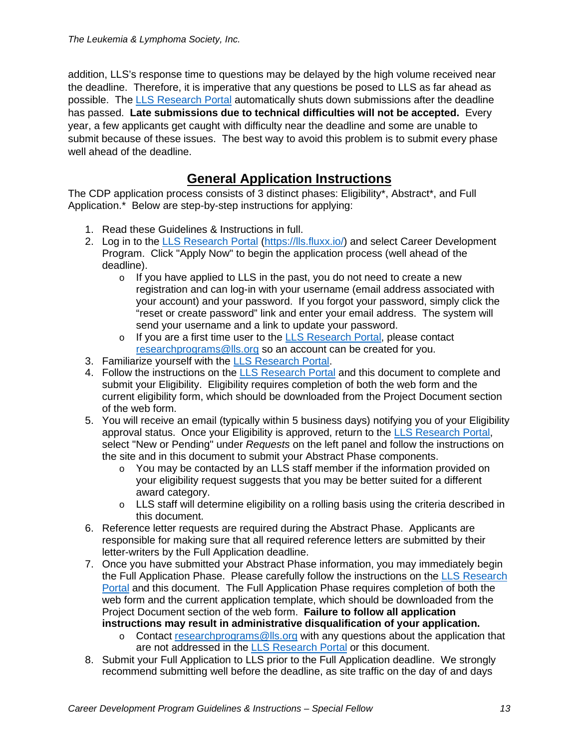addition, LLS's response time to questions may be delayed by the high volume received near the deadline. Therefore, it is imperative that any questions be posed to LLS as far ahead as possible. The [LLS Research Portal](https://lls.fluxx.io/) automatically shuts down submissions after the deadline has passed. **Late submissions due to technical difficulties will not be accepted.** Every year, a few applicants get caught with difficulty near the deadline and some are unable to submit because of these issues. The best way to avoid this problem is to submit every phase well ahead of the deadline.

## General Application Instructions

The CDP application process consists of 3 distinct phases: Eligibility*, Abstract*, and Full Application.* Below are step-by-step instructions for applying:

1. Read these Guidelines & Instructions in full.
2. Log in to the [LLS Research Portal](https://lls.fluxx.io/) (https://lls.fluxx.io/) and select Career Development Program. Click "Apply Now" to begin the application process (well ahead of the deadline).
   - If you have applied to LLS in the past, you do not need to create a new registration and can log-in with your username (email address associated with your account) and your password. If you forgot your password, simply click the "reset or create password" link and enter your email address. The system will send your username and a link to update your password.
   - If you are a first time user to the [LLS Research Portal](https://lls.fluxx.io/), please contact [researchprograms@lls.org](mailto:researchprograms@lls.org) so an account can be created for you.
3. Familiarize yourself with the [LLS Research Portal](https://lls.fluxx.io/).
4. Follow the instructions on the [LLS Research Portal](https://lls.fluxx.io/) and this document to complete and submit your Eligibility. Eligibility requires completion of both the web form and the current eligibility form, which should be downloaded from the Project Document section of the web form.
5. You will receive an email (typically within 5 business days) notifying you of your Eligibility approval status. Once your Eligibility is approved, return to the [LLS Research Portal](https://lls.fluxx.io/), select "New or Pending" under *Requests* on the left panel and follow the instructions on the site and in this document to submit your Abstract Phase components.
   - You may be contacted by an LLS staff member if the information provided on your eligibility request suggests that you may be better suited for a different award category.
   - LLS staff will determine eligibility on a rolling basis using the criteria described in this document.
6. Reference letter requests are required during the Abstract Phase. Applicants are responsible for making sure that all required reference letters are submitted by their letter-writers by the Full Application deadline.
7. Once you have submitted your Abstract Phase information, you may immediately begin the Full Application Phase. Please carefully follow the instructions on the [LLS Research Portal](https://lls.fluxx.io/) and this document. The Full Application Phase requires completion of both the web form and the current application template, which should be downloaded from the Project Document section of the web form. **Failure to follow all application instructions may result in administrative disqualification of your application.**
   - Contact [researchprograms@lls.org](mailto:researchprograms@lls.org) with any questions about the application that are not addressed in the [LLS Research Portal](https://lls.fluxx.io/) or this document.
8. Submit your Full Application to LLS prior to the Full Application deadline. We strongly recommend submitting well before the deadline, as site traffic on the day of and days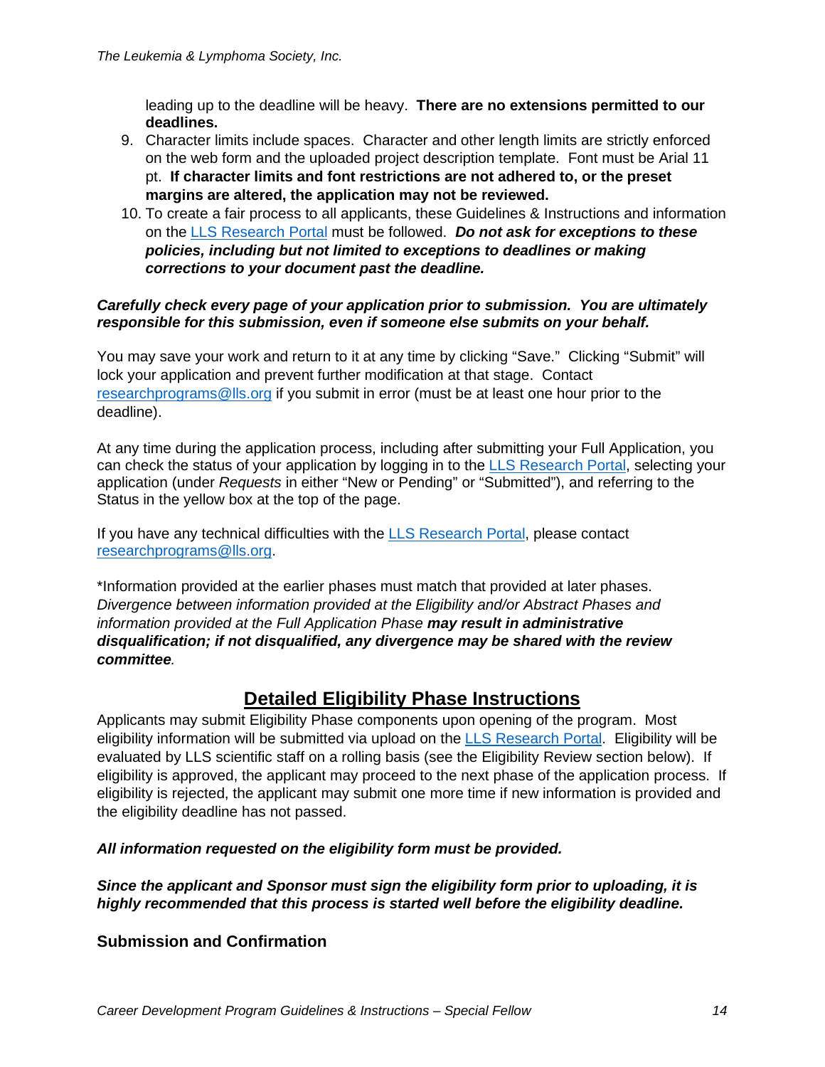leading up to the deadline will be heavy. **There are no extensions permitted to our deadlines.**

9. Character limits include spaces. Character and other length limits are strictly enforced on the web form and the uploaded project description template. Font must be Arial 11 pt. **If character limits and font restrictions are not adhered to, or the preset margins are altered, the application may not be reviewed.**
10. To create a fair process to all applicants, these Guidelines & Instructions and information on the [LLS Research Portal](LLS Research Portal) must be followed. ***Do not ask for exceptions to these policies, including but not limited to exceptions to deadlines or making corrections to your document past the deadline.***

***Carefully check every page of your application prior to submission. You are ultimately responsible for this submission, even if someone else submits on your behalf.***

You may save your work and return to it at any time by clicking "Save." Clicking "Submit" will lock your application and prevent further modification at that stage. Contact [researchprograms@lls.org](mailto:researchprograms@lls.org) if you submit in error (must be at least one hour prior to the deadline).

At any time during the application process, including after submitting your Full Application, you can check the status of your application by logging in to the [LLS Research Portal](LLS Research Portal), selecting your application (under *Requests* in either "New or Pending" or "Submitted"), and referring to the Status in the yellow box at the top of the page.

If you have any technical difficulties with the [LLS Research Portal](LLS Research Portal), please contact [researchprograms@lls.org](mailto:researchprograms@lls.org).

*Information provided at the earlier phases must match that provided at later phases. *Divergence between information provided at the Eligibility and/or Abstract Phases and information provided at the Full Application Phase* ***may result in administrative disqualification; if not disqualified, any divergence may be shared with the review committee****.*

## Detailed Eligibility Phase Instructions

Applicants may submit Eligibility Phase components upon opening of the program. Most eligibility information will be submitted via upload on the [LLS Research Portal](LLS Research Portal). Eligibility will be evaluated by LLS scientific staff on a rolling basis (see the Eligibility Review section below). If eligibility is approved, the applicant may proceed to the next phase of the application process. If eligibility is rejected, the applicant may submit one more time if new information is provided and the eligibility deadline has not passed.

***All information requested on the eligibility form must be provided.***

***Since the applicant and Sponsor must sign the eligibility form prior to uploading, it is highly recommended that this process is started well before the eligibility deadline.***

### Submission and Confirmation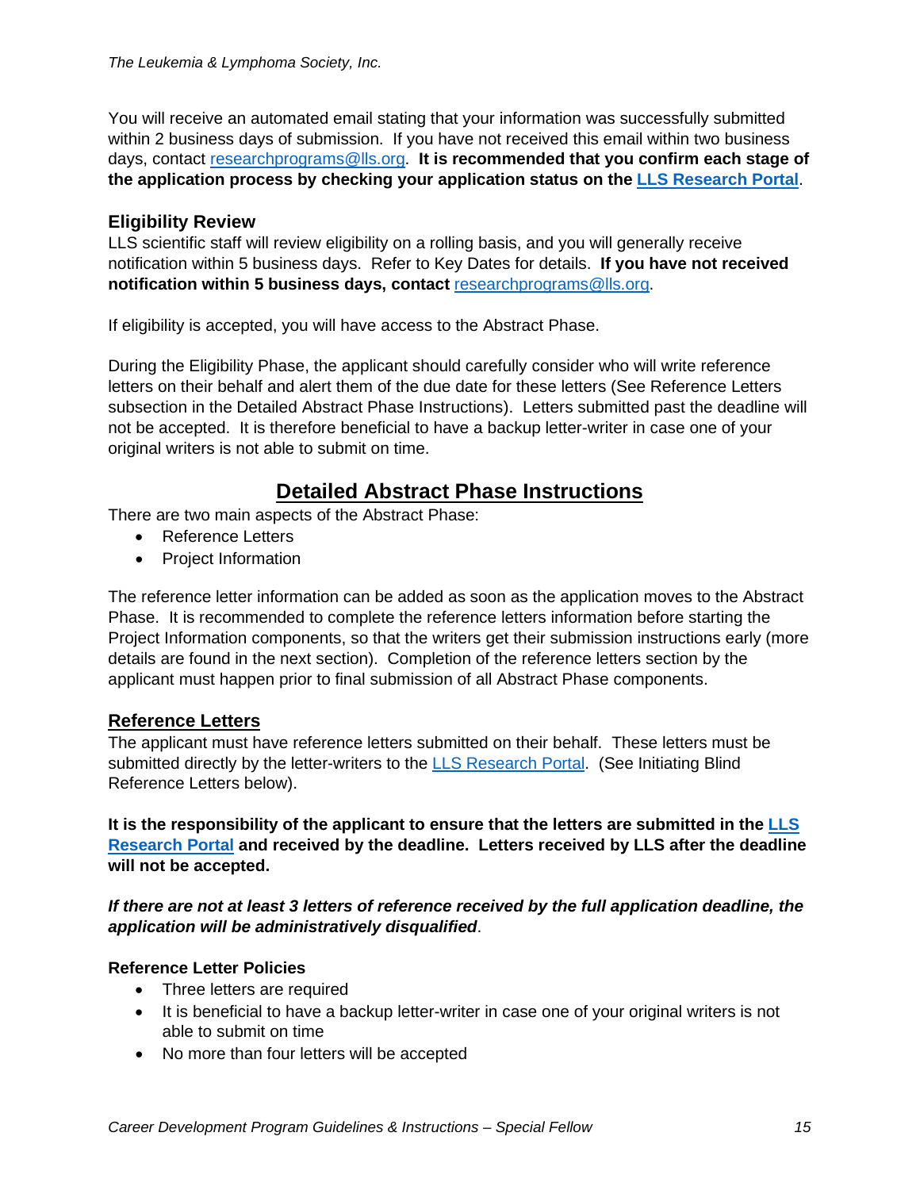You will receive an automated email stating that your information was successfully submitted within 2 business days of submission. If you have not received this email within two business days, contact [researchprograms@lls.org](mailto:researchprograms@lls.org). **It is recommended that you confirm each stage of the application process by checking your application status on the [LLS Research Portal](#).**

### Eligibility Review

LLS scientific staff will review eligibility on a rolling basis, and you will generally receive notification within 5 business days. Refer to Key Dates for details. **If you have not received notification within 5 business days, contact** [researchprograms@lls.org](mailto:researchprograms@lls.org).

If eligibility is accepted, you will have access to the Abstract Phase.

During the Eligibility Phase, the applicant should carefully consider who will write reference letters on their behalf and alert them of the due date for these letters (See Reference Letters subsection in the Detailed Abstract Phase Instructions). Letters submitted past the deadline will not be accepted. It is therefore beneficial to have a backup letter-writer in case one of your original writers is not able to submit on time.

## Detailed Abstract Phase Instructions

There are two main aspects of the Abstract Phase:

- Reference Letters
- Project Information

The reference letter information can be added as soon as the application moves to the Abstract Phase. It is recommended to complete the reference letters information before starting the Project Information components, so that the writers get their submission instructions early (more details are found in the next section). Completion of the reference letters section by the applicant must happen prior to final submission of all Abstract Phase components.

### Reference Letters

The applicant must have reference letters submitted on their behalf. These letters must be submitted directly by the letter-writers to the [LLS Research Portal](#). (See Initiating Blind Reference Letters below).

**It is the responsibility of the applicant to ensure that the letters are submitted in the [LLS Research Portal](#) and received by the deadline. Letters received by LLS after the deadline will not be accepted.**

***If there are not at least 3 letters of reference received by the full application deadline, the application will be administratively disqualified***.

#### Reference Letter Policies

- Three letters are required
- It is beneficial to have a backup letter-writer in case one of your original writers is not able to submit on time
- No more than four letters will be accepted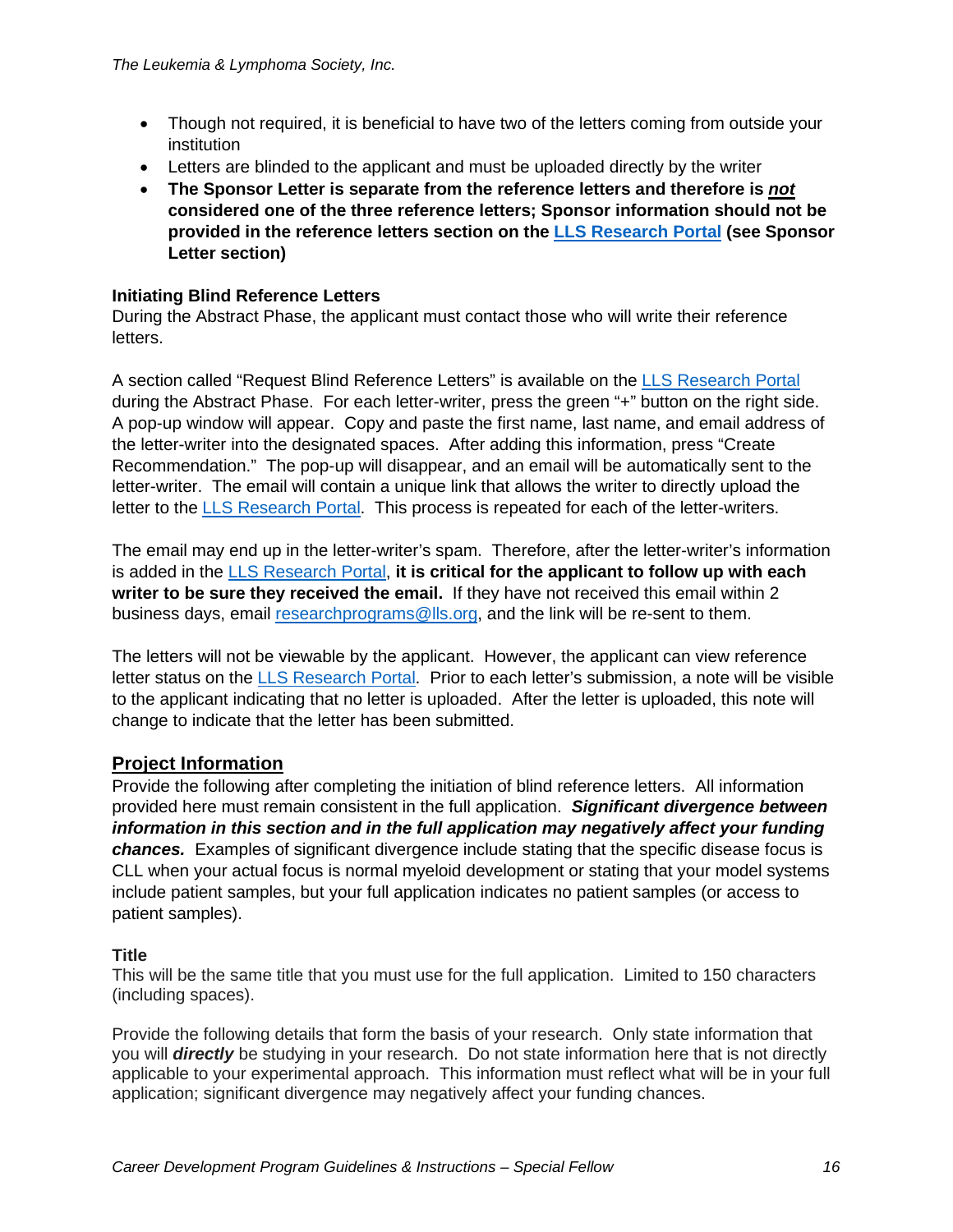- Though not required, it is beneficial to have two of the letters coming from outside your institution
- Letters are blinded to the applicant and must be uploaded directly by the writer
- **The Sponsor Letter is separate from the reference letters and therefore is *not* considered one of the three reference letters; Sponsor information should not be provided in the reference letters section on the [LLS Research Portal](LLS Research Portal) (see Sponsor Letter section)**

**Initiating Blind Reference Letters**
During the Abstract Phase, the applicant must contact those who will write their reference letters.

A section called "Request Blind Reference Letters" is available on the LLS Research Portal during the Abstract Phase. For each letter-writer, press the green "+" button on the right side. A pop-up window will appear. Copy and paste the first name, last name, and email address of the letter-writer into the designated spaces. After adding this information, press "Create Recommendation." The pop-up will disappear, and an email will be automatically sent to the letter-writer. The email will contain a unique link that allows the writer to directly upload the letter to the LLS Research Portal. This process is repeated for each of the letter-writers.

The email may end up in the letter-writer's spam. Therefore, after the letter-writer's information is added in the LLS Research Portal, **it is critical for the applicant to follow up with each writer to be sure they received the email.** If they have not received this email within 2 business days, email researchprograms@lls.org, and the link will be re-sent to them.

The letters will not be viewable by the applicant. However, the applicant can view reference letter status on the LLS Research Portal. Prior to each letter's submission, a note will be visible to the applicant indicating that no letter is uploaded. After the letter is uploaded, this note will change to indicate that the letter has been submitted.

## Project Information

Provide the following after completing the initiation of blind reference letters. All information provided here must remain consistent in the full application. ***Significant divergence between information in this section and in the full application may negatively affect your funding chances.*** Examples of significant divergence include stating that the specific disease focus is CLL when your actual focus is normal myeloid development or stating that your model systems include patient samples, but your full application indicates no patient samples (or access to patient samples).

**Title**
This will be the same title that you must use for the full application. Limited to 150 characters (including spaces).

Provide the following details that form the basis of your research. Only state information that you will ***directly*** be studying in your research. Do not state information here that is not directly applicable to your experimental approach. This information must reflect what will be in your full application; significant divergence may negatively affect your funding chances.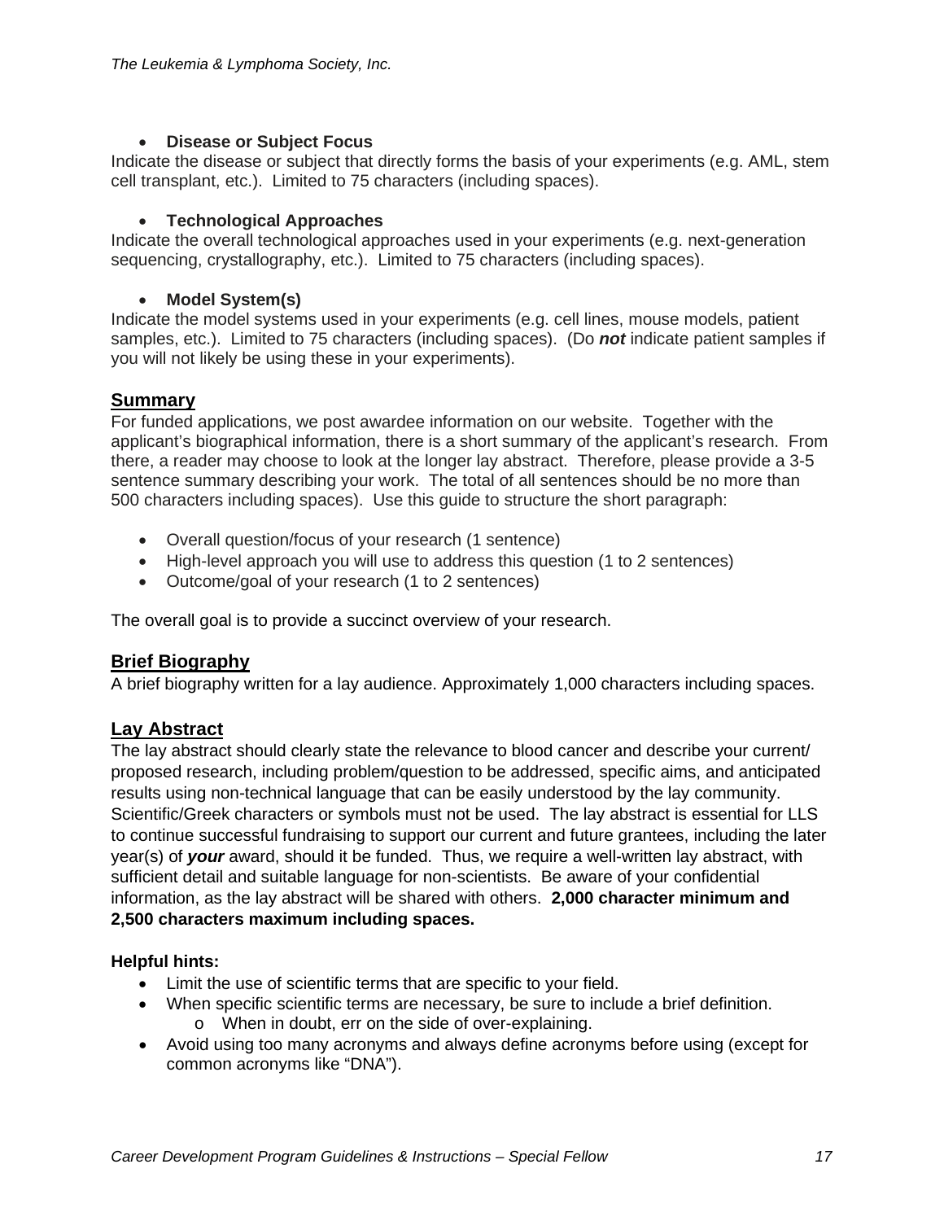- **Disease or Subject Focus**

Indicate the disease or subject that directly forms the basis of your experiments (e.g. AML, stem cell transplant, etc.). Limited to 75 characters (including spaces).

- **Technological Approaches**

Indicate the overall technological approaches used in your experiments (e.g. next-generation sequencing, crystallography, etc.). Limited to 75 characters (including spaces).

- **Model System(s)**

Indicate the model systems used in your experiments (e.g. cell lines, mouse models, patient samples, etc.). Limited to 75 characters (including spaces). (Do ***not*** indicate patient samples if you will not likely be using these in your experiments).

## Summary

For funded applications, we post awardee information on our website. Together with the applicant's biographical information, there is a short summary of the applicant's research. From there, a reader may choose to look at the longer lay abstract. Therefore, please provide a 3-5 sentence summary describing your work. The total of all sentences should be no more than 500 characters including spaces). Use this guide to structure the short paragraph:

- Overall question/focus of your research (1 sentence)
- High-level approach you will use to address this question (1 to 2 sentences)
- Outcome/goal of your research (1 to 2 sentences)

The overall goal is to provide a succinct overview of your research.

## Brief Biography

A brief biography written for a lay audience. Approximately 1,000 characters including spaces.

## Lay Abstract

The lay abstract should clearly state the relevance to blood cancer and describe your current/ proposed research, including problem/question to be addressed, specific aims, and anticipated results using non-technical language that can be easily understood by the lay community. Scientific/Greek characters or symbols must not be used. The lay abstract is essential for LLS to continue successful fundraising to support our current and future grantees, including the later year(s) of ***your*** award, should it be funded. Thus, we require a well-written lay abstract, with sufficient detail and suitable language for non-scientists. Be aware of your confidential information, as the lay abstract will be shared with others. **2,000 character minimum and 2,500 characters maximum including spaces.**

**Helpful hints:**

- Limit the use of scientific terms that are specific to your field.
- When specific scientific terms are necessary, be sure to include a brief definition.
  - When in doubt, err on the side of over-explaining.
- Avoid using too many acronyms and always define acronyms before using (except for common acronyms like "DNA").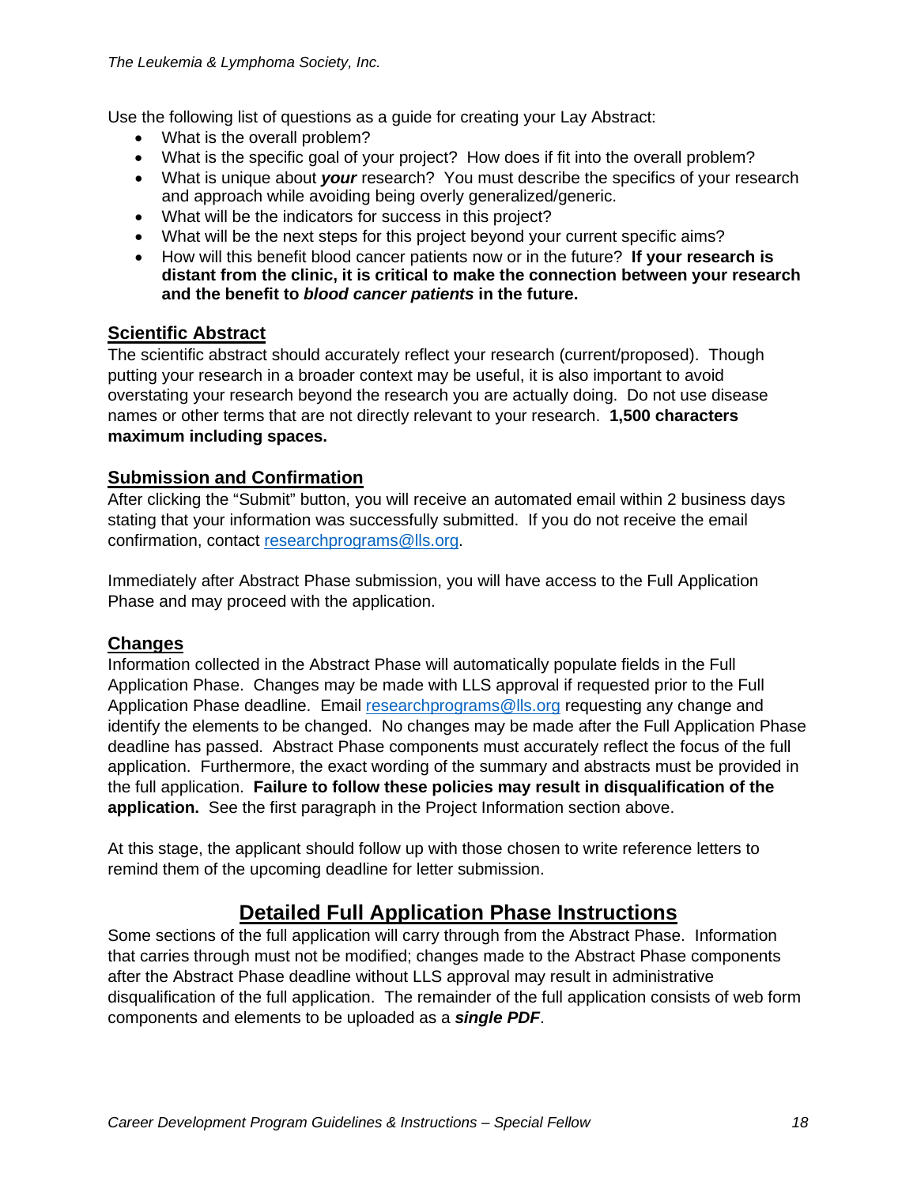Use the following list of questions as a guide for creating your Lay Abstract:

- What is the overall problem?
- What is the specific goal of your project? How does if fit into the overall problem?
- What is unique about ***your*** research? You must describe the specifics of your research and approach while avoiding being overly generalized/generic.
- What will be the indicators for success in this project?
- What will be the next steps for this project beyond your current specific aims?
- How will this benefit blood cancer patients now or in the future? **If your research is distant from the clinic, it is critical to make the connection between your research and the benefit to *blood cancer patients* in the future.**

## Scientific Abstract

The scientific abstract should accurately reflect your research (current/proposed). Though putting your research in a broader context may be useful, it is also important to avoid overstating your research beyond the research you are actually doing. Do not use disease names or other terms that are not directly relevant to your research. **1,500 characters maximum including spaces.**

## Submission and Confirmation

After clicking the "Submit" button, you will receive an automated email within 2 business days stating that your information was successfully submitted. If you do not receive the email confirmation, contact researchprograms@lls.org.

Immediately after Abstract Phase submission, you will have access to the Full Application Phase and may proceed with the application.

## Changes

Information collected in the Abstract Phase will automatically populate fields in the Full Application Phase. Changes may be made with LLS approval if requested prior to the Full Application Phase deadline. Email researchprograms@lls.org requesting any change and identify the elements to be changed. No changes may be made after the Full Application Phase deadline has passed. Abstract Phase components must accurately reflect the focus of the full application. Furthermore, the exact wording of the summary and abstracts must be provided in the full application. **Failure to follow these policies may result in disqualification of the application.** See the first paragraph in the Project Information section above.

At this stage, the applicant should follow up with those chosen to write reference letters to remind them of the upcoming deadline for letter submission.

# Detailed Full Application Phase Instructions

Some sections of the full application will carry through from the Abstract Phase. Information that carries through must not be modified; changes made to the Abstract Phase components after the Abstract Phase deadline without LLS approval may result in administrative disqualification of the full application. The remainder of the full application consists of web form components and elements to be uploaded as a ***single PDF***.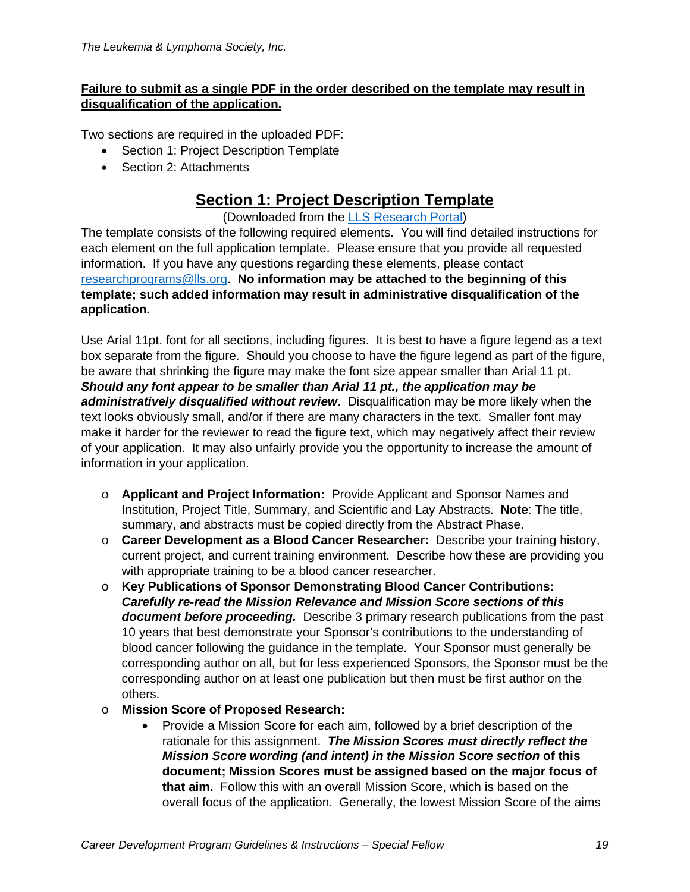**Failure to submit as a single PDF in the order described on the template may result in disqualification of the application.**

Two sections are required in the uploaded PDF:

- Section 1: Project Description Template
- Section 2: Attachments

## Section 1: Project Description Template

(Downloaded from the [LLS Research Portal](#))

The template consists of the following required elements. You will find detailed instructions for each element on the full application template. Please ensure that you provide all requested information. If you have any questions regarding these elements, please contact researchprograms@lls.org. **No information may be attached to the beginning of this template; such added information may result in administrative disqualification of the application.**

Use Arial 11pt. font for all sections, including figures. It is best to have a figure legend as a text box separate from the figure. Should you choose to have the figure legend as part of the figure, be aware that shrinking the figure may make the font size appear smaller than Arial 11 pt. ***Should any font appear to be smaller than Arial 11 pt., the application may be administratively disqualified without review***. Disqualification may be more likely when the text looks obviously small, and/or if there are many characters in the text. Smaller font may make it harder for the reviewer to read the figure text, which may negatively affect their review of your application. It may also unfairly provide you the opportunity to increase the amount of information in your application.

- **Applicant and Project Information:** Provide Applicant and Sponsor Names and Institution, Project Title, Summary, and Scientific and Lay Abstracts. **Note**: The title, summary, and abstracts must be copied directly from the Abstract Phase.
- **Career Development as a Blood Cancer Researcher:** Describe your training history, current project, and current training environment. Describe how these are providing you with appropriate training to be a blood cancer researcher.
- **Key Publications of Sponsor Demonstrating Blood Cancer Contributions:** ***Carefully re-read the Mission Relevance and Mission Score sections of this document before proceeding.*** Describe 3 primary research publications from the past 10 years that best demonstrate your Sponsor's contributions to the understanding of blood cancer following the guidance in the template. Your Sponsor must generally be corresponding author on all, but for less experienced Sponsors, the Sponsor must be the corresponding author on at least one publication but then must be first author on the others.
- **Mission Score of Proposed Research:**
  - Provide a Mission Score for each aim, followed by a brief description of the rationale for this assignment. ***The Mission Scores must directly reflect the Mission Score wording (and intent) in the Mission Score section* of this document; Mission Scores must be assigned based on the major focus of that aim.** Follow this with an overall Mission Score, which is based on the overall focus of the application. Generally, the lowest Mission Score of the aims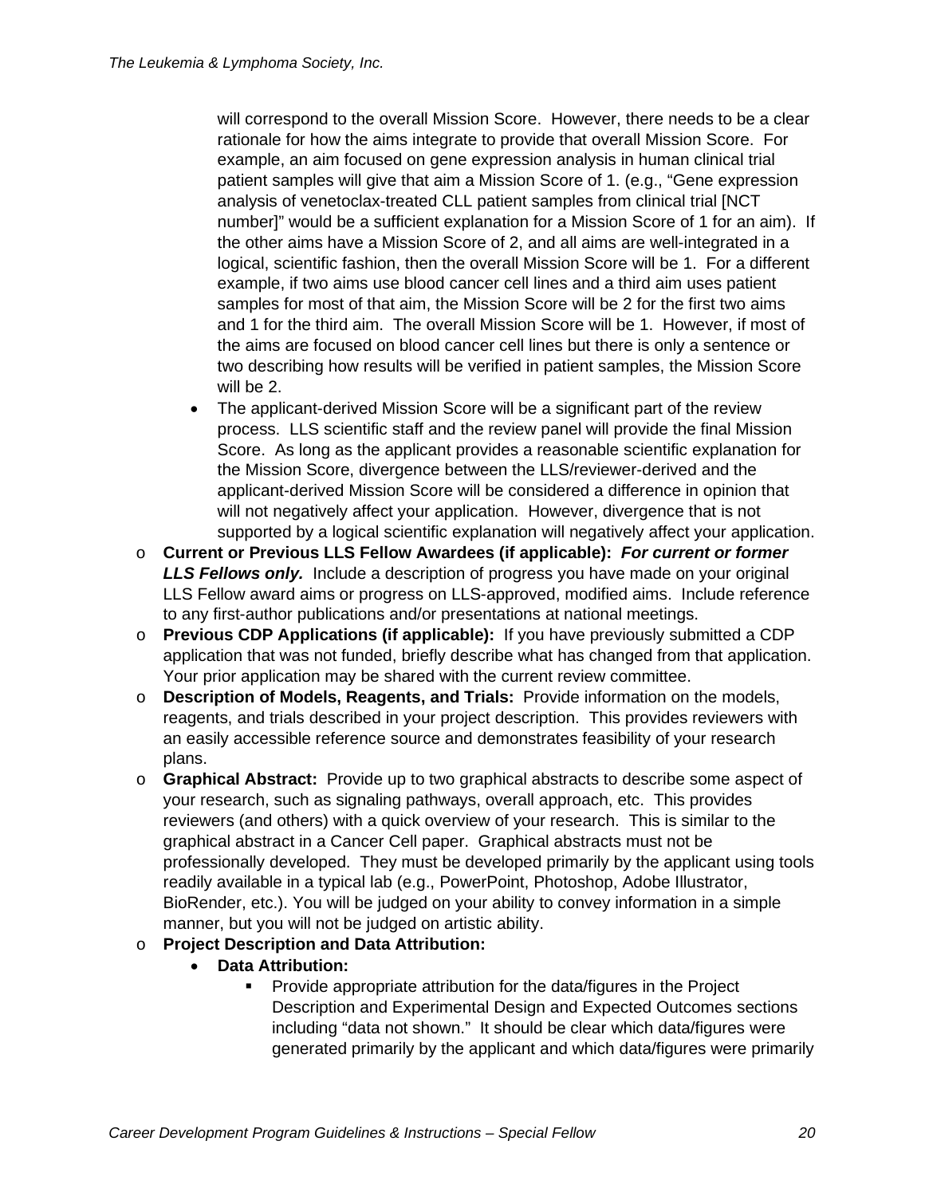will correspond to the overall Mission Score. However, there needs to be a clear rationale for how the aims integrate to provide that overall Mission Score. For example, an aim focused on gene expression analysis in human clinical trial patient samples will give that aim a Mission Score of 1. (e.g., "Gene expression analysis of venetoclax-treated CLL patient samples from clinical trial [NCT number]" would be a sufficient explanation for a Mission Score of 1 for an aim). If the other aims have a Mission Score of 2, and all aims are well-integrated in a logical, scientific fashion, then the overall Mission Score will be 1. For a different example, if two aims use blood cancer cell lines and a third aim uses patient samples for most of that aim, the Mission Score will be 2 for the first two aims and 1 for the third aim. The overall Mission Score will be 1. However, if most of the aims are focused on blood cancer cell lines but there is only a sentence or two describing how results will be verified in patient samples, the Mission Score will be 2.

  - The applicant-derived Mission Score will be a significant part of the review process. LLS scientific staff and the review panel will provide the final Mission Score. As long as the applicant provides a reasonable scientific explanation for the Mission Score, divergence between the LLS/reviewer-derived and the applicant-derived Mission Score will be considered a difference in opinion that will not negatively affect your application. However, divergence that is not supported by a logical scientific explanation will negatively affect your application.

- **Current or Previous LLS Fellow Awardees (if applicable):** ***For current or former LLS Fellows only.*** Include a description of progress you have made on your original LLS Fellow award aims or progress on LLS-approved, modified aims. Include reference to any first-author publications and/or presentations at national meetings.
- **Previous CDP Applications (if applicable):** If you have previously submitted a CDP application that was not funded, briefly describe what has changed from that application. Your prior application may be shared with the current review committee.
- **Description of Models, Reagents, and Trials:** Provide information on the models, reagents, and trials described in your project description. This provides reviewers with an easily accessible reference source and demonstrates feasibility of your research plans.
- **Graphical Abstract:** Provide up to two graphical abstracts to describe some aspect of your research, such as signaling pathways, overall approach, etc. This provides reviewers (and others) with a quick overview of your research. This is similar to the graphical abstract in a Cancer Cell paper. Graphical abstracts must not be professionally developed. They must be developed primarily by the applicant using tools readily available in a typical lab (e.g., PowerPoint, Photoshop, Adobe Illustrator, BioRender, etc.). You will be judged on your ability to convey information in a simple manner, but you will not be judged on artistic ability.
- **Project Description and Data Attribution:**
  - **Data Attribution:**
    - Provide appropriate attribution for the data/figures in the Project Description and Experimental Design and Expected Outcomes sections including "data not shown." It should be clear which data/figures were generated primarily by the applicant and which data/figures were primarily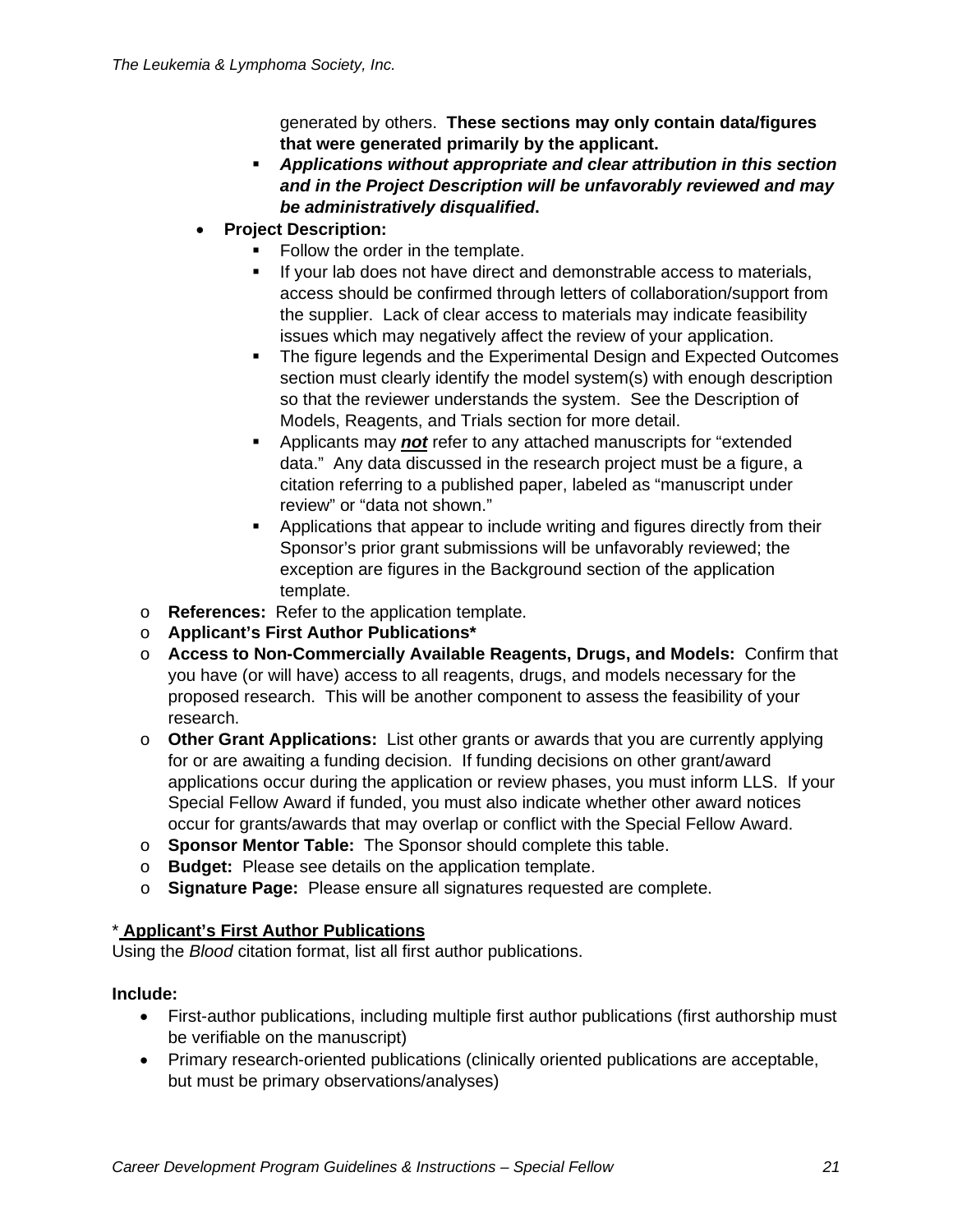generated by others. **These sections may only contain data/figures that were generated primarily by the applicant.**

- ***Applications without appropriate and clear attribution in this section and in the Project Description will be unfavorably reviewed and may be administratively disqualified*.**

- **Project Description:**
  - Follow the order in the template.
  - If your lab does not have direct and demonstrable access to materials, access should be confirmed through letters of collaboration/support from the supplier. Lack of clear access to materials may indicate feasibility issues which may negatively affect the review of your application.
  - The figure legends and the Experimental Design and Expected Outcomes section must clearly identify the model system(s) with enough description so that the reviewer understands the system. See the Description of Models, Reagents, and Trials section for more detail.
  - Applicants may ***not*** refer to any attached manuscripts for "extended data." Any data discussed in the research project must be a figure, a citation referring to a published paper, labeled as "manuscript under review" or "data not shown."
  - Applications that appear to include writing and figures directly from their Sponsor's prior grant submissions will be unfavorably reviewed; the exception are figures in the Background section of the application template.

- **References:** Refer to the application template.
- **Applicant's First Author Publications***
- **Access to Non-Commercially Available Reagents, Drugs, and Models:** Confirm that you have (or will have) access to all reagents, drugs, and models necessary for the proposed research. This will be another component to assess the feasibility of your research.
- **Other Grant Applications:** List other grants or awards that you are currently applying for or are awaiting a funding decision. If funding decisions on other grant/award applications occur during the application or review phases, you must inform LLS. If your Special Fellow Award if funded, you must also indicate whether other award notices occur for grants/awards that may overlap or conflict with the Special Fellow Award.
- **Sponsor Mentor Table:** The Sponsor should complete this table.
- **Budget:** Please see details on the application template.
- **Signature Page:** Please ensure all signatures requested are complete.

\* **Applicant's First Author Publications**

Using the *Blood* citation format, list all first author publications.

**Include:**

- First-author publications, including multiple first author publications (first authorship must be verifiable on the manuscript)
- Primary research-oriented publications (clinically oriented publications are acceptable, but must be primary observations/analyses)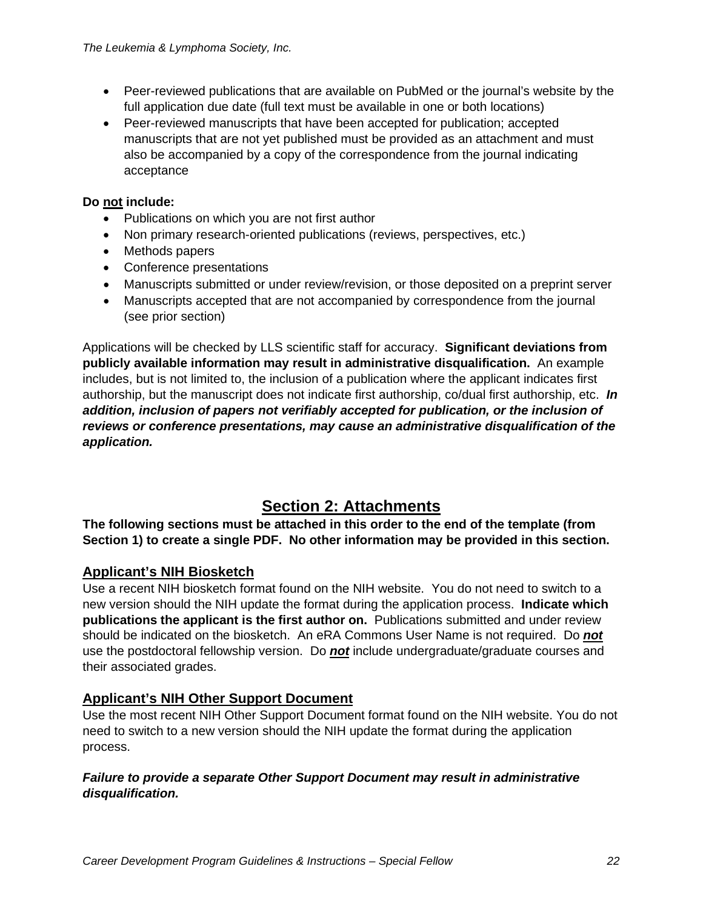- Peer-reviewed publications that are available on PubMed or the journal's website by the full application due date (full text must be available in one or both locations)
- Peer-reviewed manuscripts that have been accepted for publication; accepted manuscripts that are not yet published must be provided as an attachment and must also be accompanied by a copy of the correspondence from the journal indicating acceptance

**Do not include:**

- Publications on which you are not first author
- Non primary research-oriented publications (reviews, perspectives, etc.)
- Methods papers
- Conference presentations
- Manuscripts submitted or under review/revision, or those deposited on a preprint server
- Manuscripts accepted that are not accompanied by correspondence from the journal (see prior section)

Applications will be checked by LLS scientific staff for accuracy. **Significant deviations from publicly available information may result in administrative disqualification.** An example includes, but is not limited to, the inclusion of a publication where the applicant indicates first authorship, but the manuscript does not indicate first authorship, co/dual first authorship, etc. ***In addition, inclusion of papers not verifiably accepted for publication, or the inclusion of reviews or conference presentations, may cause an administrative disqualification of the application.***

# Section 2: Attachments

**The following sections must be attached in this order to the end of the template (from Section 1) to create a single PDF. No other information may be provided in this section.**

## Applicant's NIH Biosketch

Use a recent NIH biosketch format found on the NIH website. You do not need to switch to a new version should the NIH update the format during the application process. **Indicate which publications the applicant is the first author on.** Publications submitted and under review should be indicated on the biosketch. An eRA Commons User Name is not required. Do ***not*** use the postdoctoral fellowship version. Do ***not*** include undergraduate/graduate courses and their associated grades.

## Applicant's NIH Other Support Document

Use the most recent NIH Other Support Document format found on the NIH website. You do not need to switch to a new version should the NIH update the format during the application process.

***Failure to provide a separate Other Support Document may result in administrative disqualification.***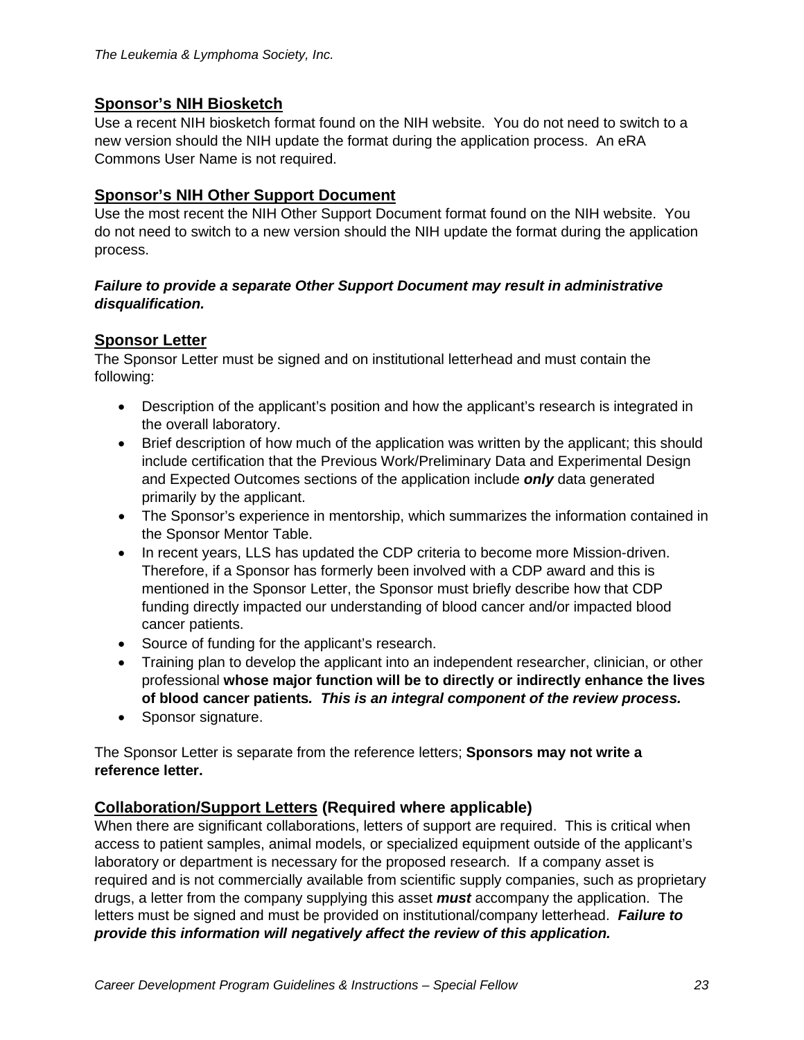## Sponsor's NIH Biosketch

Use a recent NIH biosketch format found on the NIH website. You do not need to switch to a new version should the NIH update the format during the application process. An eRA Commons User Name is not required.

## Sponsor's NIH Other Support Document

Use the most recent the NIH Other Support Document format found on the NIH website. You do not need to switch to a new version should the NIH update the format during the application process.

***Failure to provide a separate Other Support Document may result in administrative disqualification.***

## Sponsor Letter

The Sponsor Letter must be signed and on institutional letterhead and must contain the following:

- Description of the applicant's position and how the applicant's research is integrated in the overall laboratory.
- Brief description of how much of the application was written by the applicant; this should include certification that the Previous Work/Preliminary Data and Experimental Design and Expected Outcomes sections of the application include ***only*** data generated primarily by the applicant.
- The Sponsor's experience in mentorship, which summarizes the information contained in the Sponsor Mentor Table.
- In recent years, LLS has updated the CDP criteria to become more Mission-driven. Therefore, if a Sponsor has formerly been involved with a CDP award and this is mentioned in the Sponsor Letter, the Sponsor must briefly describe how that CDP funding directly impacted our understanding of blood cancer and/or impacted blood cancer patients.
- Source of funding for the applicant's research.
- Training plan to develop the applicant into an independent researcher, clinician, or other professional **whose major function will be to directly or indirectly enhance the lives of blood cancer patients*. This is an integral component of the review process.***
- Sponsor signature.

The Sponsor Letter is separate from the reference letters; **Sponsors may not write a reference letter.**

## Collaboration/Support Letters (Required where applicable)

When there are significant collaborations, letters of support are required. This is critical when access to patient samples, animal models, or specialized equipment outside of the applicant's laboratory or department is necessary for the proposed research. If a company asset is required and is not commercially available from scientific supply companies, such as proprietary drugs, a letter from the company supplying this asset ***must*** accompany the application. The letters must be signed and must be provided on institutional/company letterhead. ***Failure to provide this information will negatively affect the review of this application.***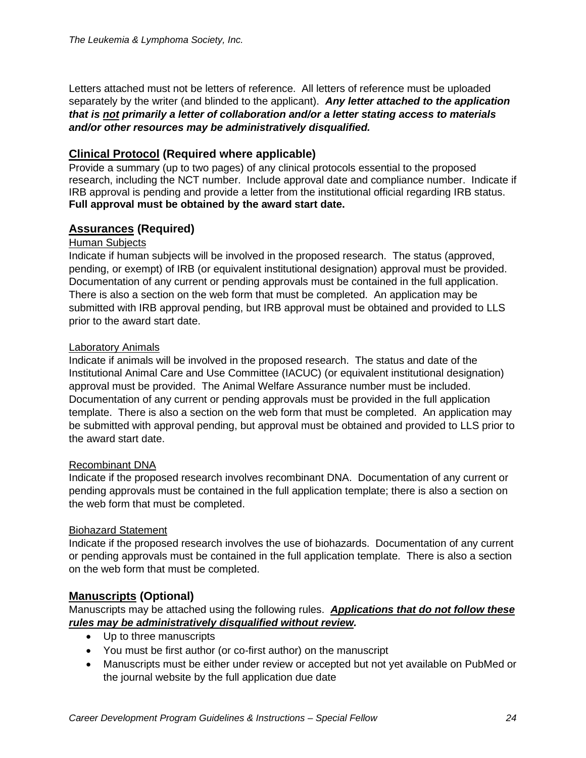Letters attached must not be letters of reference. All letters of reference must be uploaded separately by the writer (and blinded to the applicant). ***Any letter attached to the application that is <u>not</u> primarily a letter of collaboration and/or a letter stating access to materials and/or other resources may be administratively disqualified.***

## <u>Clinical Protocol</u> (Required where applicable)

Provide a summary (up to two pages) of any clinical protocols essential to the proposed research, including the NCT number. Include approval date and compliance number. Indicate if IRB approval is pending and provide a letter from the institutional official regarding IRB status. **Full approval must be obtained by the award start date.**

## <u>Assurances</u> (Required)

<u>Human Subjects</u>

Indicate if human subjects will be involved in the proposed research. The status (approved, pending, or exempt) of IRB (or equivalent institutional designation) approval must be provided. Documentation of any current or pending approvals must be contained in the full application. There is also a section on the web form that must be completed. An application may be submitted with IRB approval pending, but IRB approval must be obtained and provided to LLS prior to the award start date.

<u>Laboratory Animals</u>

Indicate if animals will be involved in the proposed research. The status and date of the Institutional Animal Care and Use Committee (IACUC) (or equivalent institutional designation) approval must be provided. The Animal Welfare Assurance number must be included. Documentation of any current or pending approvals must be provided in the full application template. There is also a section on the web form that must be completed. An application may be submitted with approval pending, but approval must be obtained and provided to LLS prior to the award start date.

<u>Recombinant DNA</u>

Indicate if the proposed research involves recombinant DNA. Documentation of any current or pending approvals must be contained in the full application template; there is also a section on the web form that must be completed.

<u>Biohazard Statement</u>

Indicate if the proposed research involves the use of biohazards. Documentation of any current or pending approvals must be contained in the full application template. There is also a section on the web form that must be completed.

## <u>Manuscripts</u> (Optional)

Manuscripts may be attached using the following rules. ***<u>Applications that do not follow these rules may be administratively disqualified without review</u>.***

- Up to three manuscripts
- You must be first author (or co-first author) on the manuscript
- Manuscripts must be either under review or accepted but not yet available on PubMed or the journal website by the full application due date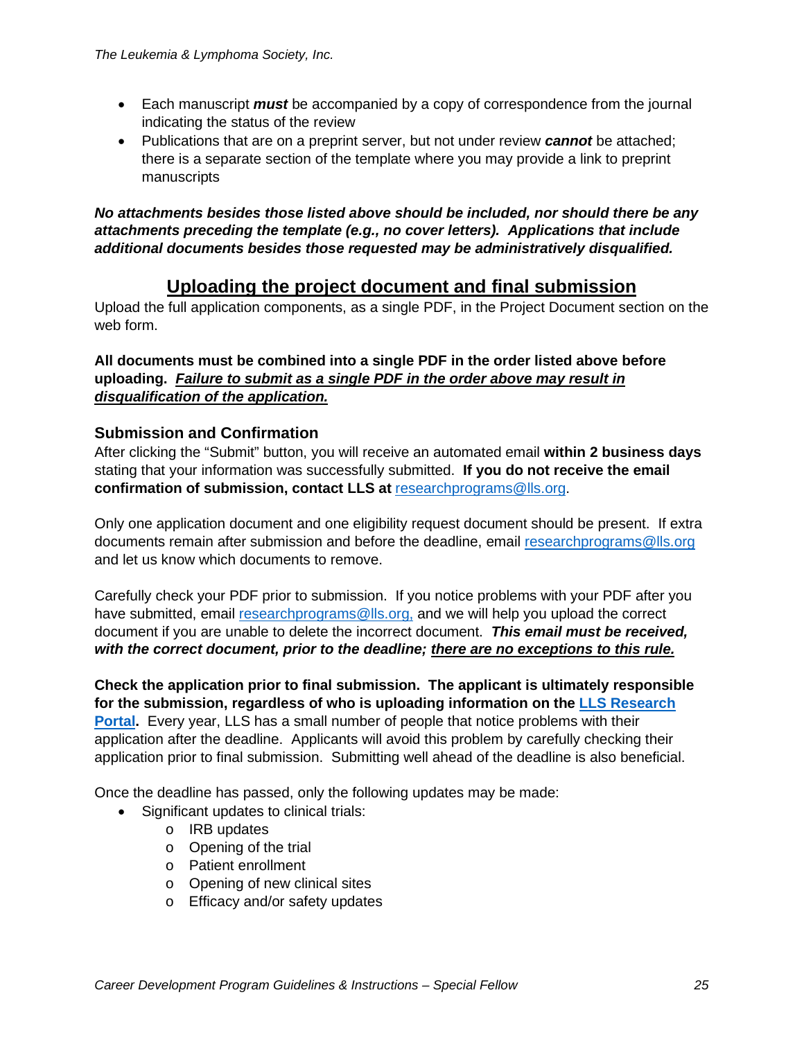- Each manuscript ***must*** be accompanied by a copy of correspondence from the journal indicating the status of the review
- Publications that are on a preprint server, but not under review ***cannot*** be attached; there is a separate section of the template where you may provide a link to preprint manuscripts

***No attachments besides those listed above should be included, nor should there be any attachments preceding the template (e.g., no cover letters). Applications that include additional documents besides those requested may be administratively disqualified.***

## Uploading the project document and final submission

Upload the full application components, as a single PDF, in the Project Document section on the web form.

**All documents must be combined into a single PDF in the order listed above before uploading.** ***Failure to submit as a single PDF in the order above may result in disqualification of the application.***

### Submission and Confirmation

After clicking the "Submit" button, you will receive an automated email **within 2 business days** stating that your information was successfully submitted. **If you do not receive the email confirmation of submission, contact LLS at** researchprograms@lls.org.

Only one application document and one eligibility request document should be present. If extra documents remain after submission and before the deadline, email researchprograms@lls.org and let us know which documents to remove.

Carefully check your PDF prior to submission. If you notice problems with your PDF after you have submitted, email researchprograms@lls.org, and we will help you upload the correct document if you are unable to delete the incorrect document. ***This email must be received, with the correct document, prior to the deadline; there are no exceptions to this rule.***

**Check the application prior to final submission. The applicant is ultimately responsible for the submission, regardless of who is uploading information on the LLS Research Portal.** Every year, LLS has a small number of people that notice problems with their application after the deadline. Applicants will avoid this problem by carefully checking their application prior to final submission. Submitting well ahead of the deadline is also beneficial.

Once the deadline has passed, only the following updates may be made:

- Significant updates to clinical trials:
  - IRB updates
  - Opening of the trial
  - Patient enrollment
  - Opening of new clinical sites
  - Efficacy and/or safety updates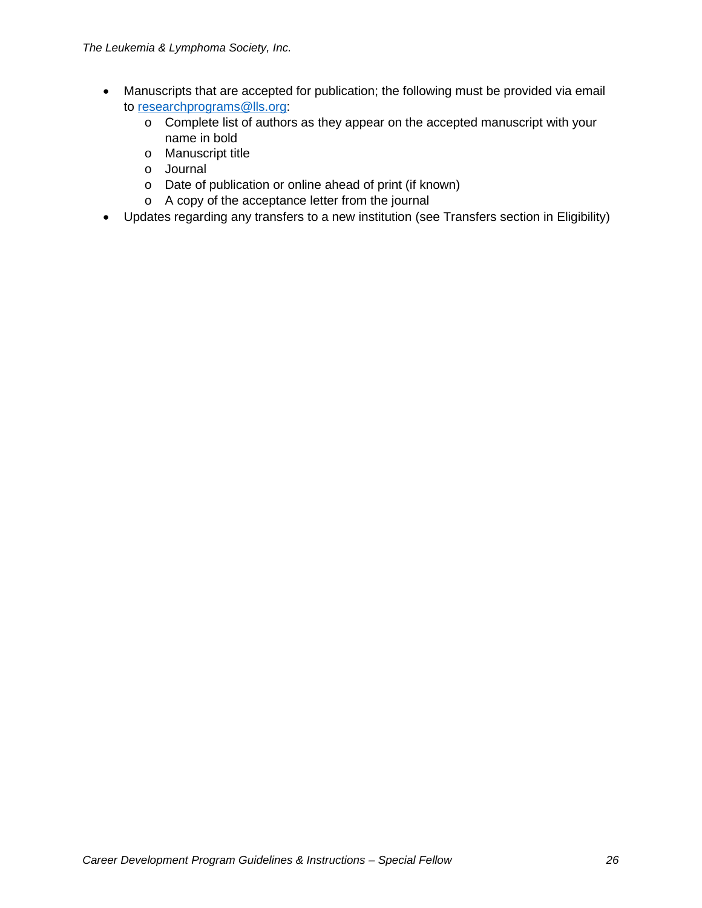- Manuscripts that are accepted for publication; the following must be provided via email to researchprograms@lls.org:
  - Complete list of authors as they appear on the accepted manuscript with your name in bold
  - Manuscript title
  - Journal
  - Date of publication or online ahead of print (if known)
  - A copy of the acceptance letter from the journal
- Updates regarding any transfers to a new institution (see Transfers section in Eligibility)